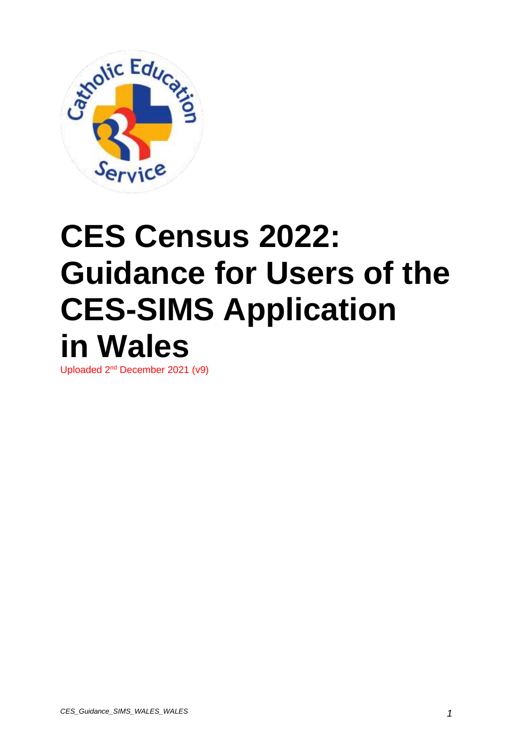# CES Census 2022: Guidance for Users of the CES-SIMS Application in Wales

Uploaded 2nd December 2021 (v9)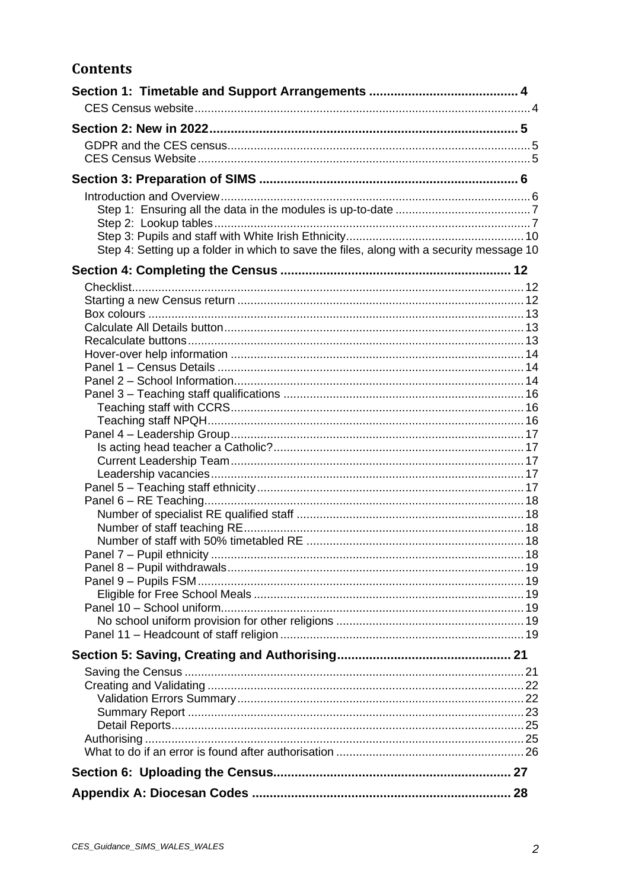## Contents

**Section 1: Timetable and Support Arrangements** 4

- CES Census website 4

**Section 2: New in 2022** 5

- GDPR and the CES census 5
- CES Census Website 5

**Section 3: Preparation of SIMS** 6

- Introduction and Overview 6
  - Step 1: Ensuring all the data in the modules is up-to-date 7
  - Step 2: Lookup tables 7
  - Step 3: Pupils and staff with White Irish Ethnicity 10
  - Step 4: Setting up a folder in which to save the files, along with a security message 10

**Section 4: Completing the Census** 12

- Checklist 12
- Starting a new Census return 12
- Box colours 13
- Calculate All Details button 13
- Recalculate buttons 13
- Hover-over help information 14
- Panel 1 – Census Details 14
- Panel 2 – School Information 14
- Panel 3 – Teaching staff qualifications 16
  - Teaching staff with CCRS 16
  - Teaching staff NPQH 16
- Panel 4 – Leadership Group 17
  - Is acting head teacher a Catholic? 17
  - Current Leadership Team 17
  - Leadership vacancies 17
- Panel 5 – Teaching staff ethnicity 17
- Panel 6 – RE Teaching 18
  - Number of specialist RE qualified staff 18
  - Number of staff teaching RE 18
  - Number of staff with 50% timetabled RE 18
- Panel 7 – Pupil ethnicity 18
- Panel 8 – Pupil withdrawals 19
- Panel 9 – Pupils FSM 19
  - Eligible for Free School Meals 19
- Panel 10 – School uniform 19
  - No school uniform provision for other religions 19
- Panel 11 – Headcount of staff religion 19

**Section 5: Saving, Creating and Authorising** 21

- Saving the Census 21
- Creating and Validating 22
  - Validation Errors Summary 22
  - Summary Report 23
  - Detail Reports 25
- Authorising 25
- What to do if an error is found after authorisation 26

**Section 6: Uploading the Census** 27

**Appendix A: Diocesan Codes** 28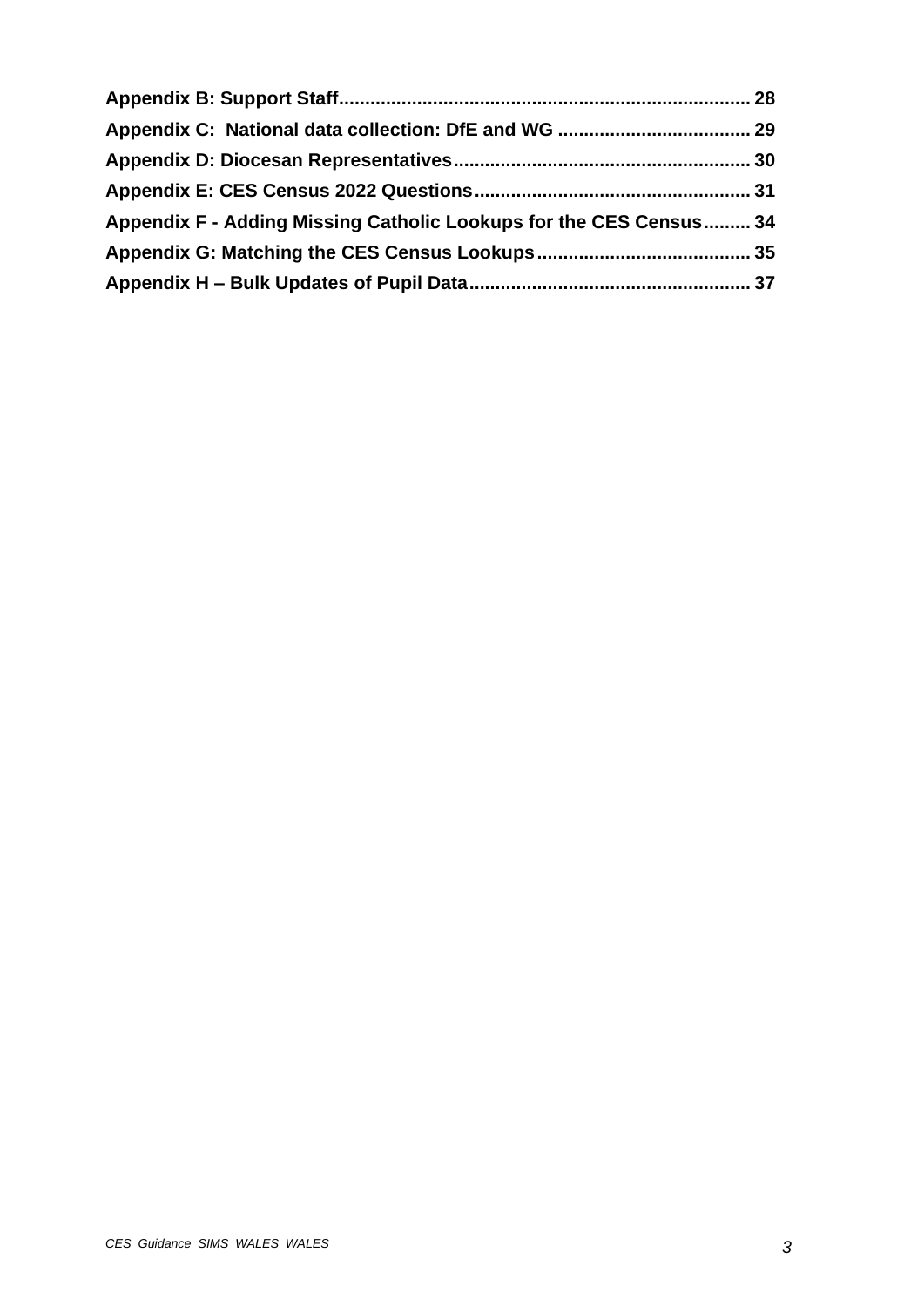**Appendix B: Support Staff** ............................................................................ 28

**Appendix C: National data collection: DfE and WG** .................................... 29

**Appendix D: Diocesan Representatives** ....................................................... 30

**Appendix E: CES Census 2022 Questions** .................................................... 31

**Appendix F - Adding Missing Catholic Lookups for the CES Census** ......... 34

**Appendix G: Matching the CES Census Lookups** ........................................ 35

**Appendix H – Bulk Updates of Pupil Data** ..................................................... 37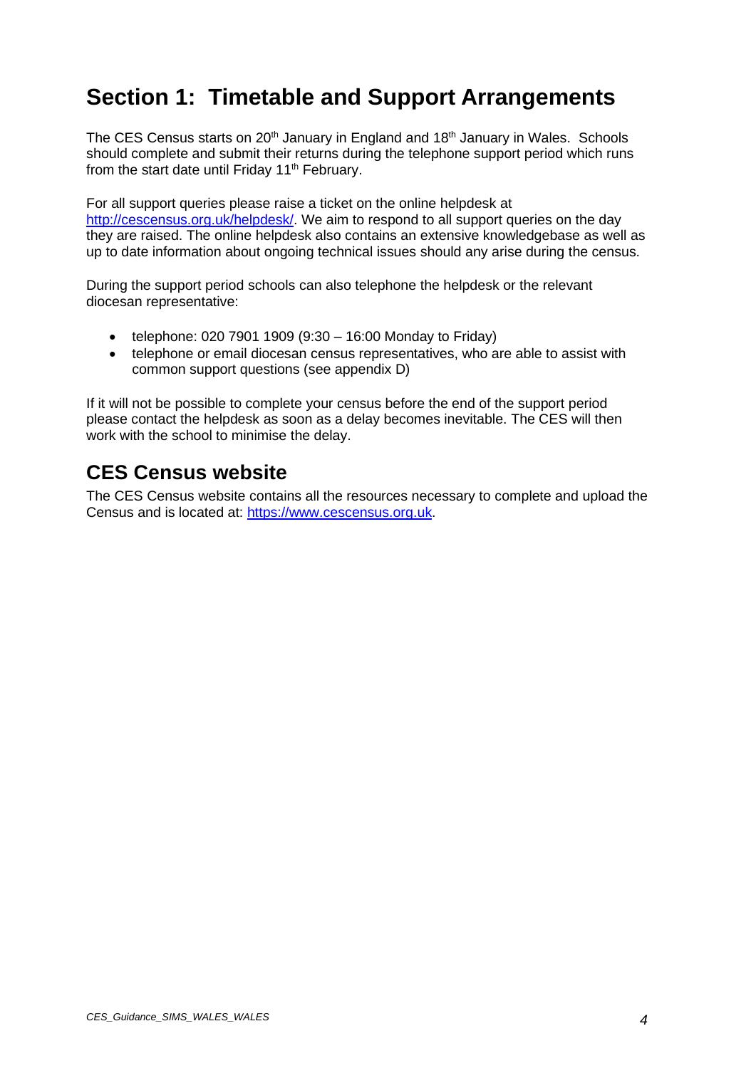# Section 1: Timetable and Support Arrangements

The CES Census starts on 20th January in England and 18th January in Wales. Schools should complete and submit their returns during the telephone support period which runs from the start date until Friday 11th February.

For all support queries please raise a ticket on the online helpdesk at http://cescensus.org.uk/helpdesk/. We aim to respond to all support queries on the day they are raised. The online helpdesk also contains an extensive knowledgebase as well as up to date information about ongoing technical issues should any arise during the census.

During the support period schools can also telephone the helpdesk or the relevant diocesan representative:

- telephone: 020 7901 1909 (9:30 – 16:00 Monday to Friday)
- telephone or email diocesan census representatives, who are able to assist with common support questions (see appendix D)

If it will not be possible to complete your census before the end of the support period please contact the helpdesk as soon as a delay becomes inevitable. The CES will then work with the school to minimise the delay.

## CES Census website

The CES Census website contains all the resources necessary to complete and upload the Census and is located at: https://www.cescensus.org.uk.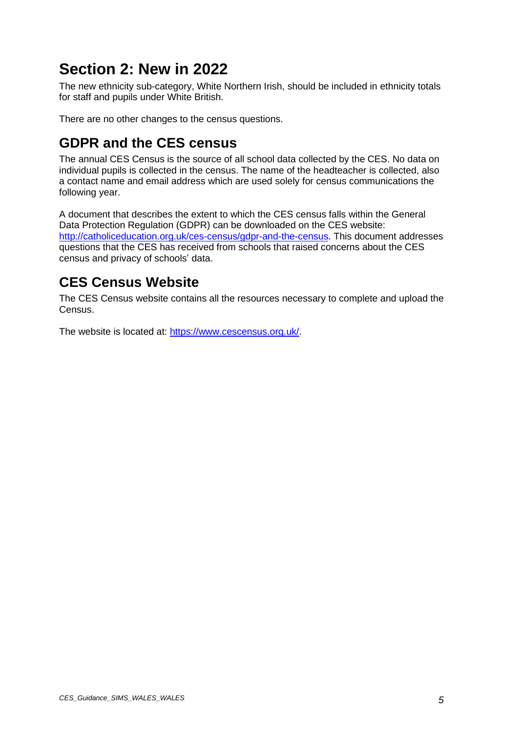# Section 2: New in 2022

The new ethnicity sub-category, White Northern Irish, should be included in ethnicity totals for staff and pupils under White British.

There are no other changes to the census questions.

## GDPR and the CES census

The annual CES Census is the source of all school data collected by the CES. No data on individual pupils is collected in the census. The name of the headteacher is collected, also a contact name and email address which are used solely for census communications the following year.

A document that describes the extent to which the CES census falls within the General Data Protection Regulation (GDPR) can be downloaded on the CES website: http://catholiceducation.org.uk/ces-census/gdpr-and-the-census. This document addresses questions that the CES has received from schools that raised concerns about the CES census and privacy of schools' data.

## CES Census Website

The CES Census website contains all the resources necessary to complete and upload the Census.

The website is located at: https://www.cescensus.org.uk/.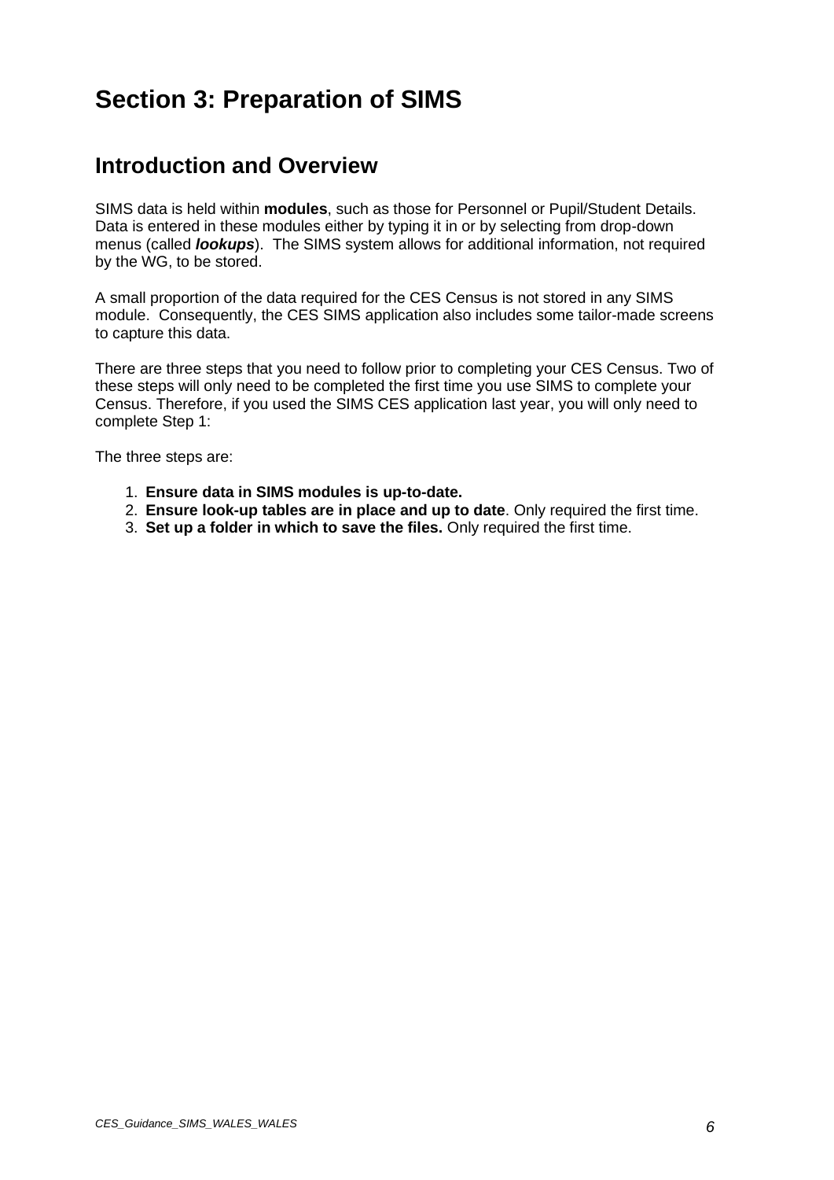# Section 3: Preparation of SIMS

## Introduction and Overview

SIMS data is held within **modules**, such as those for Personnel or Pupil/Student Details. Data is entered in these modules either by typing it in or by selecting from drop-down menus (called ***lookups***). The SIMS system allows for additional information, not required by the WG, to be stored.

A small proportion of the data required for the CES Census is not stored in any SIMS module. Consequently, the CES SIMS application also includes some tailor-made screens to capture this data.

There are three steps that you need to follow prior to completing your CES Census. Two of these steps will only need to be completed the first time you use SIMS to complete your Census. Therefore, if you used the SIMS CES application last year, you will only need to complete Step 1:

The three steps are:

1. **Ensure data in SIMS modules is up-to-date.**
2. **Ensure look-up tables are in place and up to date**. Only required the first time.
3. **Set up a folder in which to save the files.** Only required the first time.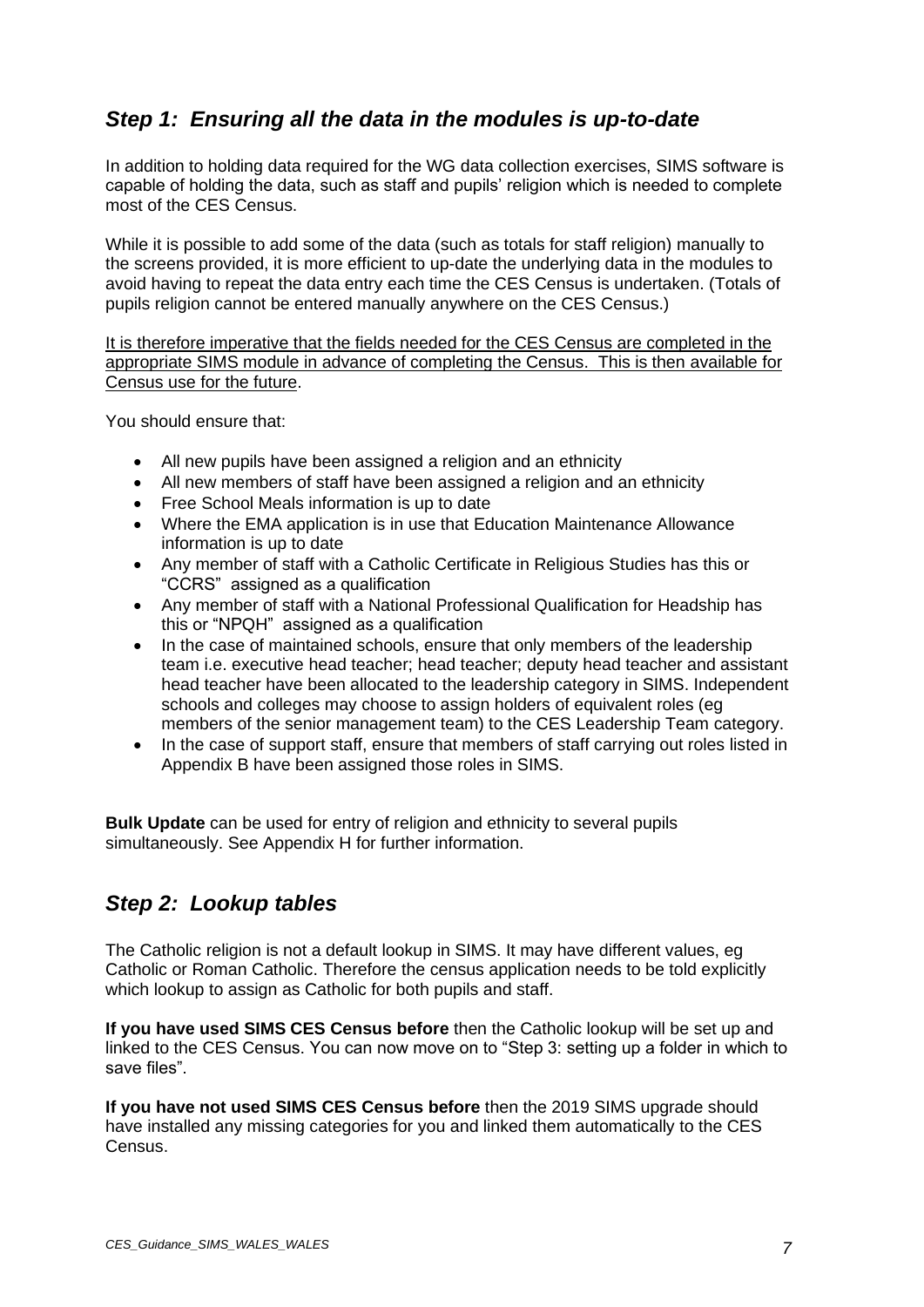## *Step 1: Ensuring all the data in the modules is up-to-date*

In addition to holding data required for the WG data collection exercises, SIMS software is capable of holding the data, such as staff and pupils' religion which is needed to complete most of the CES Census.

While it is possible to add some of the data (such as totals for staff religion) manually to the screens provided, it is more efficient to up-date the underlying data in the modules to avoid having to repeat the data entry each time the CES Census is undertaken. (Totals of pupils religion cannot be entered manually anywhere on the CES Census.)

<u>It is therefore imperative that the fields needed for the CES Census are completed in the appropriate SIMS module in advance of completing the Census. This is then available for Census use for the future</u>.

You should ensure that:

- All new pupils have been assigned a religion and an ethnicity
- All new members of staff have been assigned a religion and an ethnicity
- Free School Meals information is up to date
- Where the EMA application is in use that Education Maintenance Allowance information is up to date
- Any member of staff with a Catholic Certificate in Religious Studies has this or "CCRS" assigned as a qualification
- Any member of staff with a National Professional Qualification for Headship has this or "NPQH" assigned as a qualification
- In the case of maintained schools, ensure that only members of the leadership team i.e. executive head teacher; head teacher; deputy head teacher and assistant head teacher have been allocated to the leadership category in SIMS. Independent schools and colleges may choose to assign holders of equivalent roles (eg members of the senior management team) to the CES Leadership Team category.
- In the case of support staff, ensure that members of staff carrying out roles listed in Appendix B have been assigned those roles in SIMS.

**Bulk Update** can be used for entry of religion and ethnicity to several pupils simultaneously. See Appendix H for further information.

## *Step 2: Lookup tables*

The Catholic religion is not a default lookup in SIMS. It may have different values, eg Catholic or Roman Catholic. Therefore the census application needs to be told explicitly which lookup to assign as Catholic for both pupils and staff.

**If you have used SIMS CES Census before** then the Catholic lookup will be set up and linked to the CES Census. You can now move on to "Step 3: setting up a folder in which to save files".

**If you have not used SIMS CES Census before** then the 2019 SIMS upgrade should have installed any missing categories for you and linked them automatically to the CES Census.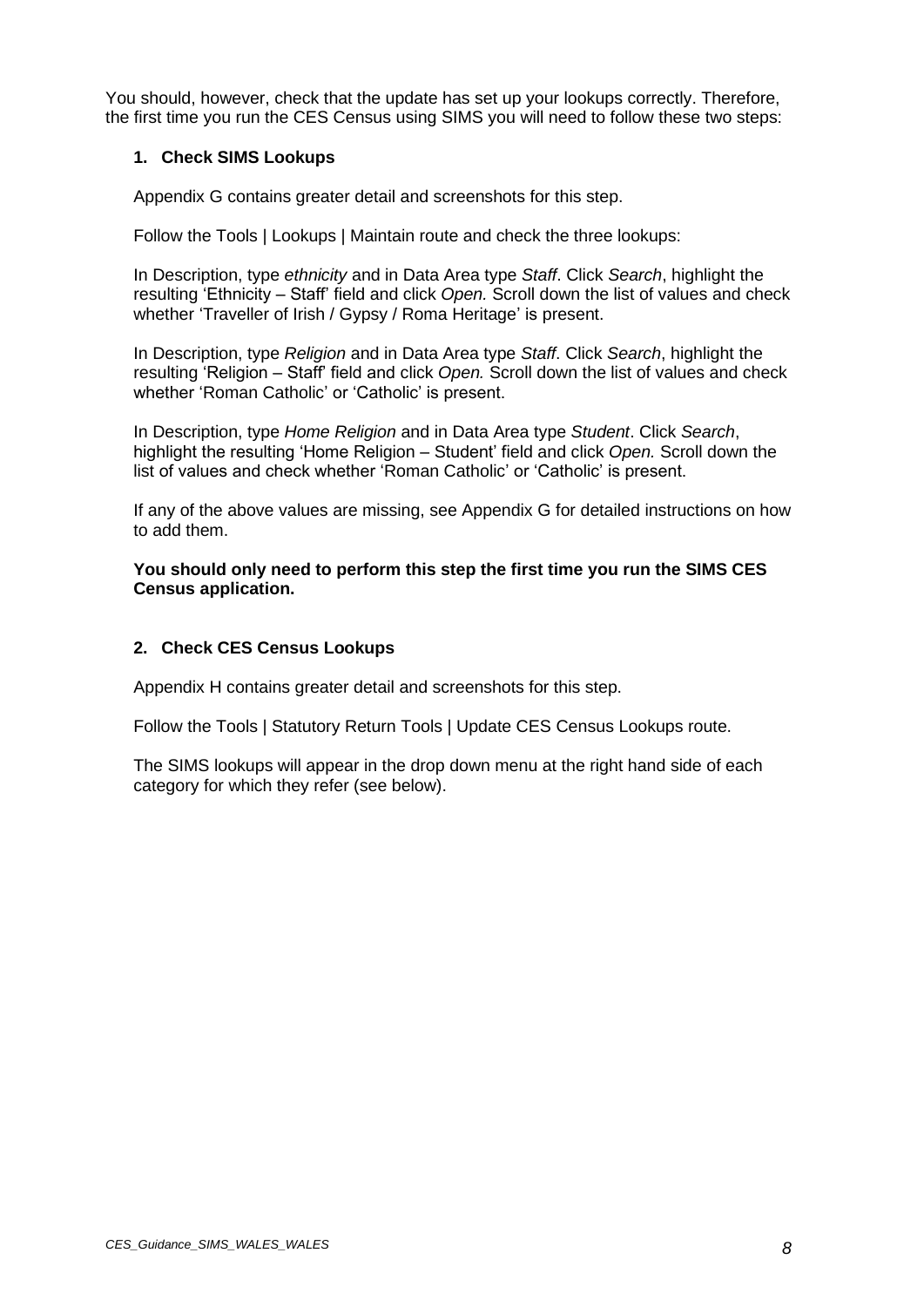You should, however, check that the update has set up your lookups correctly. Therefore, the first time you run the CES Census using SIMS you will need to follow these two steps:

1. **Check SIMS Lookups**

   Appendix G contains greater detail and screenshots for this step.

   Follow the Tools | Lookups | Maintain route and check the three lookups:

   In Description, type *ethnicity* and in Data Area type *Staff*. Click *Search*, highlight the resulting 'Ethnicity – Staff' field and click *Open.* Scroll down the list of values and check whether 'Traveller of Irish / Gypsy / Roma Heritage' is present.

   In Description, type *Religion* and in Data Area type *Staff*. Click *Search*, highlight the resulting 'Religion – Staff' field and click *Open.* Scroll down the list of values and check whether 'Roman Catholic' or 'Catholic' is present.

   In Description, type *Home Religion* and in Data Area type *Student*. Click *Search*, highlight the resulting 'Home Religion – Student' field and click *Open.* Scroll down the list of values and check whether 'Roman Catholic' or 'Catholic' is present.

   If any of the above values are missing, see Appendix G for detailed instructions on how to add them.

   **You should only need to perform this step the first time you run the SIMS CES Census application.**

2. **Check CES Census Lookups**

   Appendix H contains greater detail and screenshots for this step.

   Follow the Tools | Statutory Return Tools | Update CES Census Lookups route.

   The SIMS lookups will appear in the drop down menu at the right hand side of each category for which they refer (see below).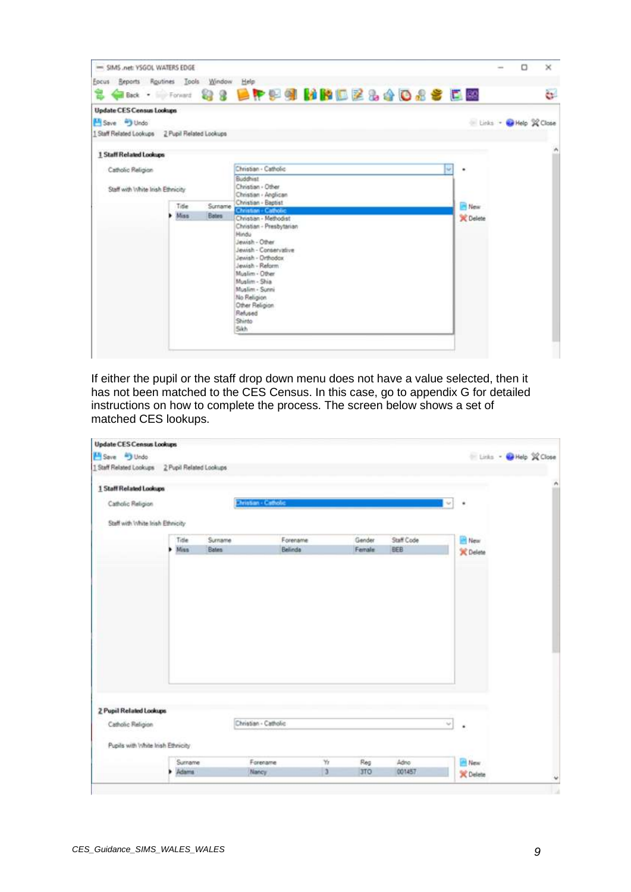If either the pupil or the staff drop down menu does not have a value selected, then it has not been matched to the CES Census. In this case, go to appendix G for detailed instructions on how to complete the process. The screen below shows a set of matched CES lookups.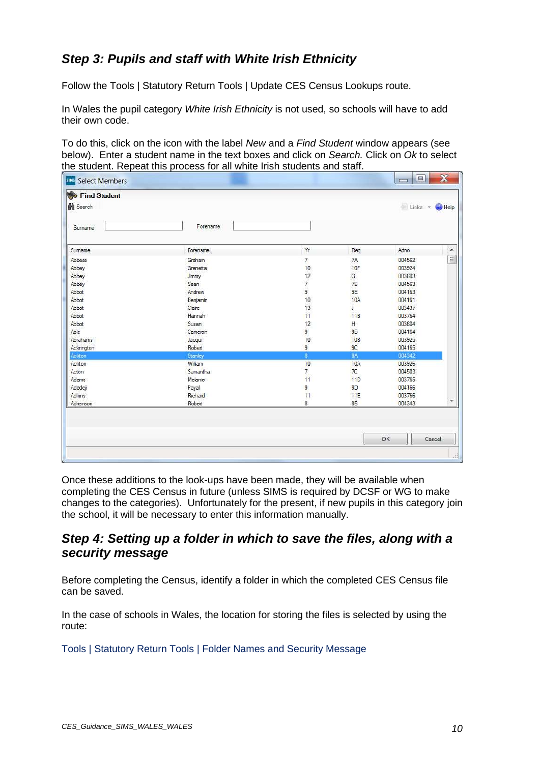## Step 3: Pupils and staff with White Irish Ethnicity

Follow the Tools | Statutory Return Tools | Update CES Census Lookups route.

In Wales the pupil category *White Irish Ethnicity* is not used, so schools will have to add their own code.

To do this, click on the icon with the label *New* and a *Find Student* window appears (see below). Enter a student name in the text boxes and click on *Search.* Click on *Ok* to select the student. Repeat this process for all white Irish students and staff.

Select Members

**Find Student**

Search — Links — Help

Surname ____ Forename ____

| Surname | Forename | Yr | Reg | Adno |
|---|---|---|---|---|
| Abbeas | Graham | 7 | 7A | 004562 |
| Abbey | Grenetta | 10 | 10F | 003924 |
| Abbey | Jimmy | 12 | G | 003603 |
| Abbey | Sean | 7 | 7B | 004563 |
| Abbot | Andrew | 9 | 9E | 004163 |
| Abbot | Benjamin | 10 | 10A | 004161 |
| Abbot | Claire | 13 | J | 003437 |
| Abbot | Hannah | 11 | 11B | 003764 |
| Abbot | Susan | 12 | H | 003604 |
| Able | Cameron | 9 | 9B | 004164 |
| Abrahams | Jacqui | 10 | 10B | 003925 |
| Ackrington | Robert | 9 | 9C | 004165 |
| Ackton | Stanley | 8 | 8A | 004342 |
| Ackton | William | 10 | 10A | 003926 |
| Acton | Samantha | 7 | 7C | 004503 |
| Adams | Melanie | 11 | 11D | 003765 |
| Adedeji | Payal | 9 | 9D | 004166 |
| Adkins | Richard | 11 | 11E | 003766 |
| Adrianson | Robert | 8 | 8B | 004343 |

OK — Cancel

Once these additions to the look-ups have been made, they will be available when completing the CES Census in future (unless SIMS is required by DCSF or WG to make changes to the categories). Unfortunately for the present, if new pupils in this category join the school, it will be necessary to enter this information manually.

## Step 4: Setting up a folder in which to save the files, along with a security message

Before completing the Census, identify a folder in which the completed CES Census file can be saved.

In the case of schools in Wales, the location for storing the files is selected by using the route:

Tools | Statutory Return Tools | Folder Names and Security Message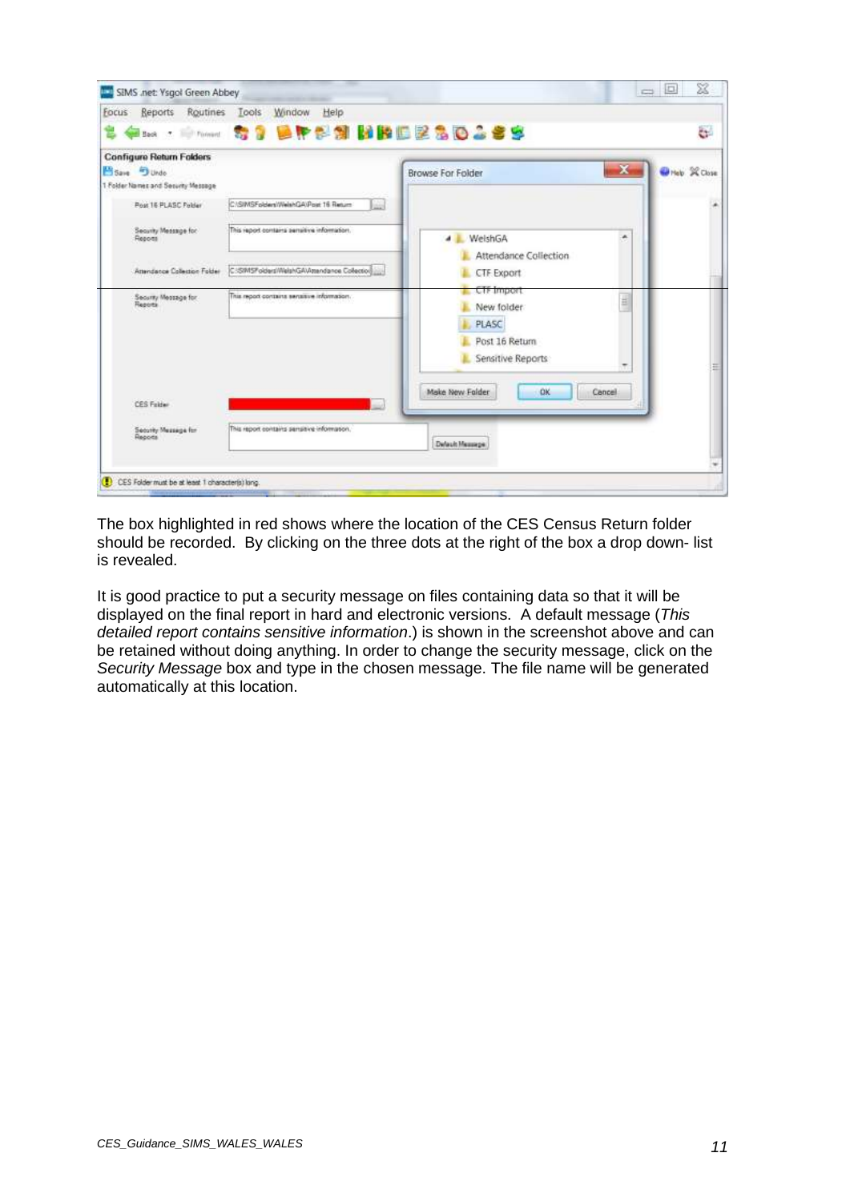The box highlighted in red shows where the location of the CES Census Return folder should be recorded. By clicking on the three dots at the right of the box a drop down- list is revealed.

It is good practice to put a security message on files containing data so that it will be displayed on the final report in hard and electronic versions. A default message (*This detailed report contains sensitive information*.) is shown in the screenshot above and can be retained without doing anything. In order to change the security message, click on the *Security Message* box and type in the chosen message. The file name will be generated automatically at this location.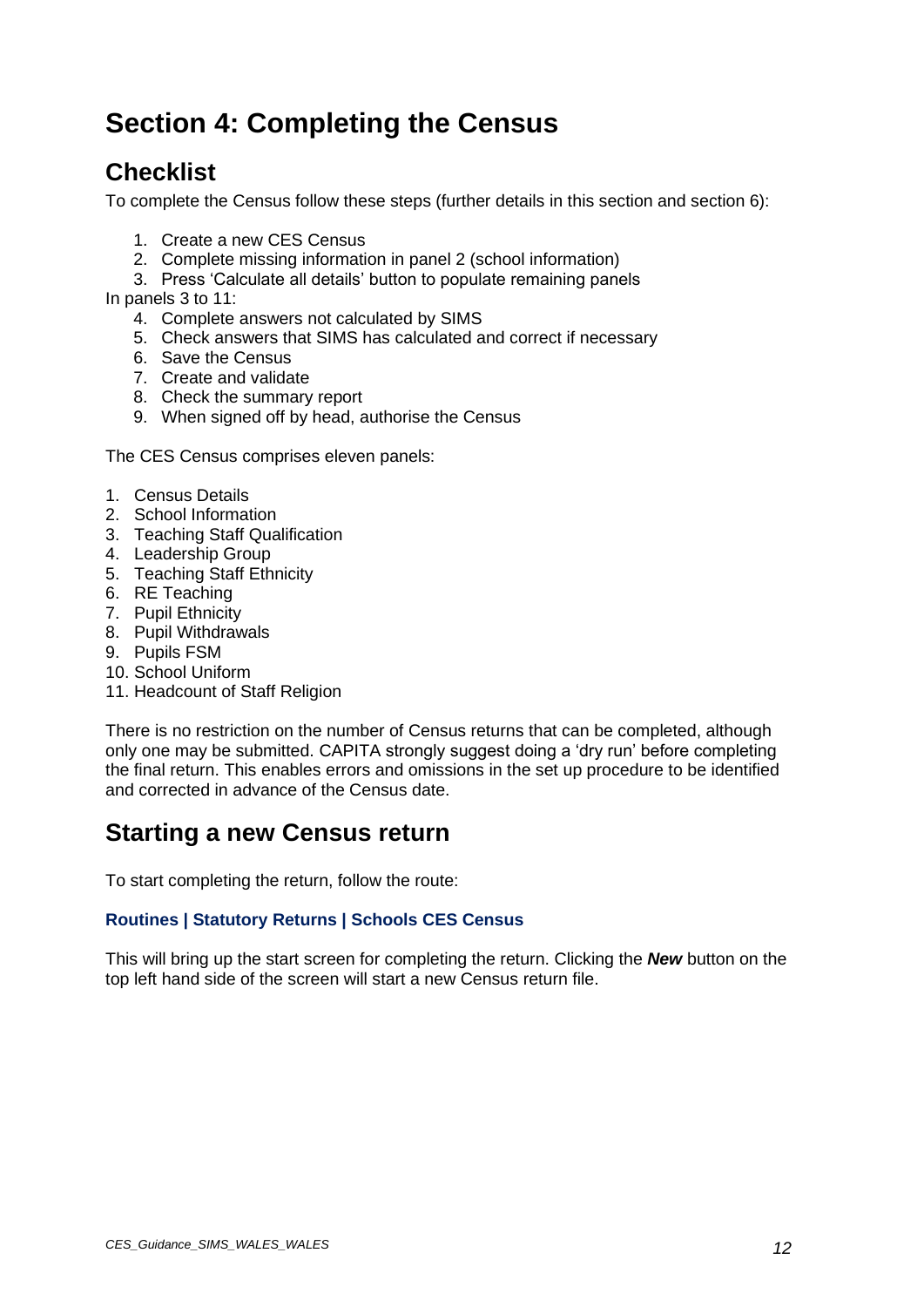# Section 4: Completing the Census

## Checklist

To complete the Census follow these steps (further details in this section and section 6):

1. Create a new CES Census
2. Complete missing information in panel 2 (school information)
3. Press 'Calculate all details' button to populate remaining panels

In panels 3 to 11:

4. Complete answers not calculated by SIMS
5. Check answers that SIMS has calculated and correct if necessary
6. Save the Census
7. Create and validate
8. Check the summary report
9. When signed off by head, authorise the Census

The CES Census comprises eleven panels:

1. Census Details
2. School Information
3. Teaching Staff Qualification
4. Leadership Group
5. Teaching Staff Ethnicity
6. RE Teaching
7. Pupil Ethnicity
8. Pupil Withdrawals
9. Pupils FSM
10. School Uniform
11. Headcount of Staff Religion

There is no restriction on the number of Census returns that can be completed, although only one may be submitted. CAPITA strongly suggest doing a 'dry run' before completing the final return. This enables errors and omissions in the set up procedure to be identified and corrected in advance of the Census date.

## Starting a new Census return

To start completing the return, follow the route:

**Routines | Statutory Returns | Schools CES Census**

This will bring up the start screen for completing the return. Clicking the ***New*** button on the top left hand side of the screen will start a new Census return file.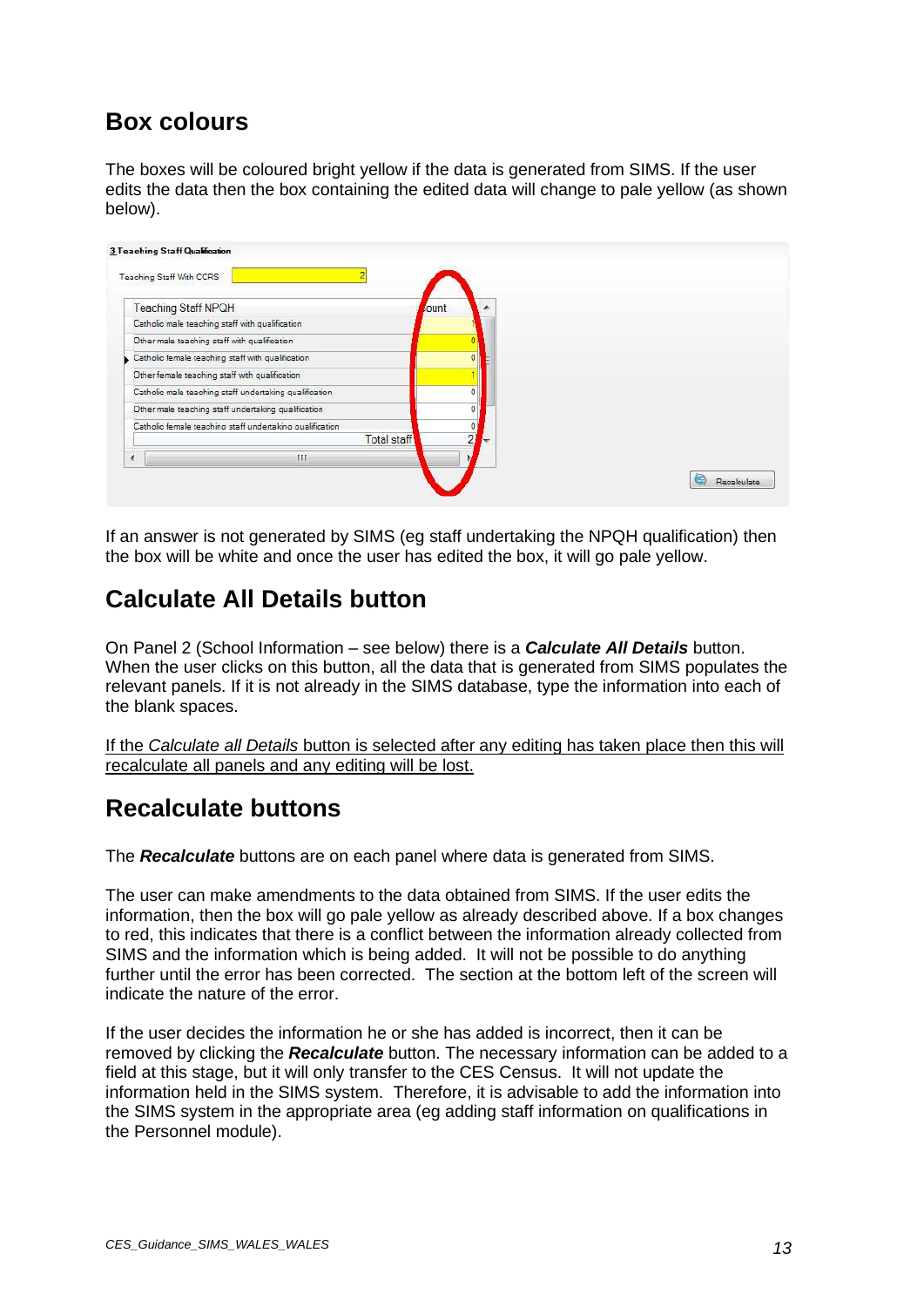## Box colours

The boxes will be coloured bright yellow if the data is generated from SIMS. If the user edits the data then the box containing the edited data will change to pale yellow (as shown below).

If an answer is not generated by SIMS (eg staff undertaking the NPQH qualification) then the box will be white and once the user has edited the box, it will go pale yellow.

## Calculate All Details button

On Panel 2 (School Information – see below) there is a ***Calculate All Details*** button. When the user clicks on this button, all the data that is generated from SIMS populates the relevant panels. If it is not already in the SIMS database, type the information into each of the blank spaces.

<u>If the *Calculate all Details* button is selected after any editing has taken place then this will recalculate all panels and any editing will be lost.</u>

## Recalculate buttons

The ***Recalculate*** buttons are on each panel where data is generated from SIMS.

The user can make amendments to the data obtained from SIMS. If the user edits the information, then the box will go pale yellow as already described above. If a box changes to red, this indicates that there is a conflict between the information already collected from SIMS and the information which is being added. It will not be possible to do anything further until the error has been corrected. The section at the bottom left of the screen will indicate the nature of the error.

If the user decides the information he or she has added is incorrect, then it can be removed by clicking the ***Recalculate*** button. The necessary information can be added to a field at this stage, but it will only transfer to the CES Census. It will not update the information held in the SIMS system. Therefore, it is advisable to add the information into the SIMS system in the appropriate area (eg adding staff information on qualifications in the Personnel module).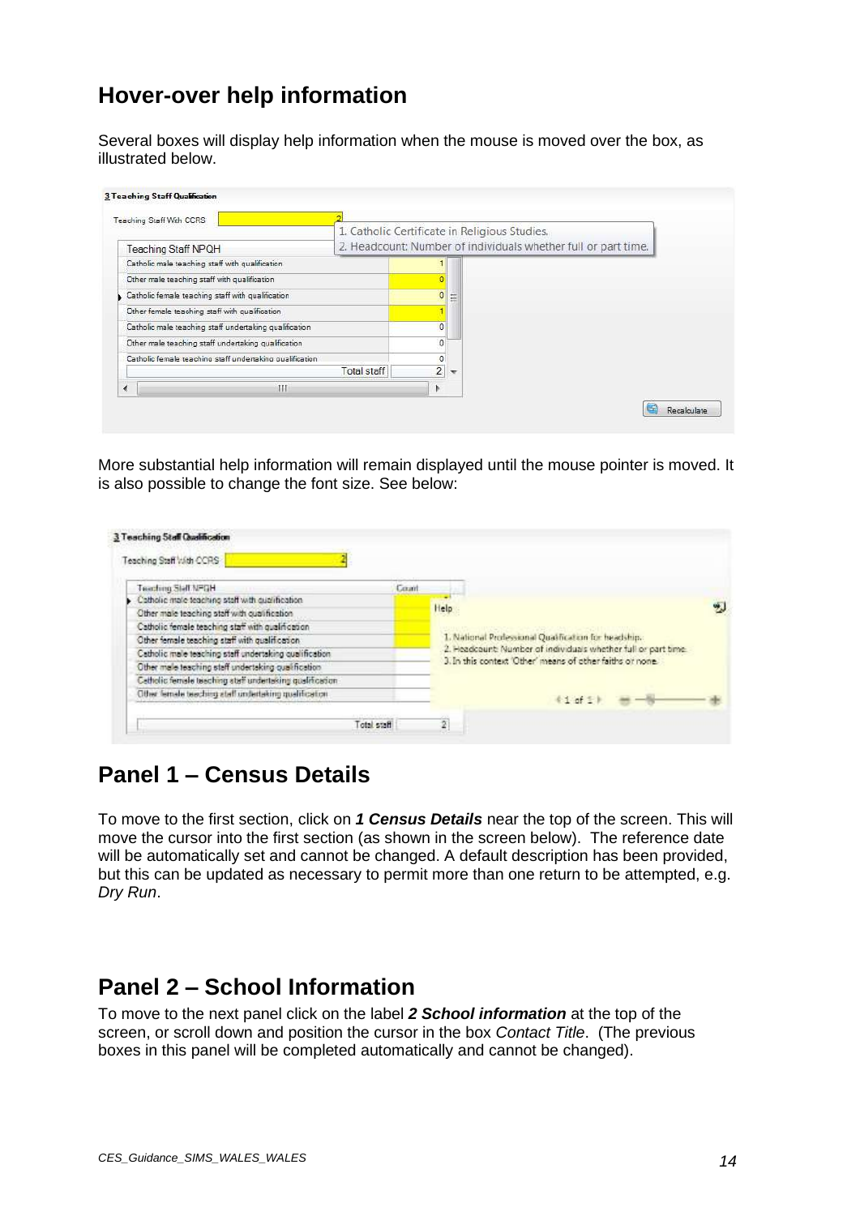## Hover-over help information

Several boxes will display help information when the mouse is moved over the box, as illustrated below.

More substantial help information will remain displayed until the mouse pointer is moved. It is also possible to change the font size. See below:

## Panel 1 – Census Details

To move to the first section, click on ***1 Census Details*** near the top of the screen. This will move the cursor into the first section (as shown in the screen below). The reference date will be automatically set and cannot be changed. A default description has been provided, but this can be updated as necessary to permit more than one return to be attempted, e.g. *Dry Run*.

## Panel 2 – School Information

To move to the next panel click on the label ***2 School information*** at the top of the screen, or scroll down and position the cursor in the box *Contact Title*. (The previous boxes in this panel will be completed automatically and cannot be changed).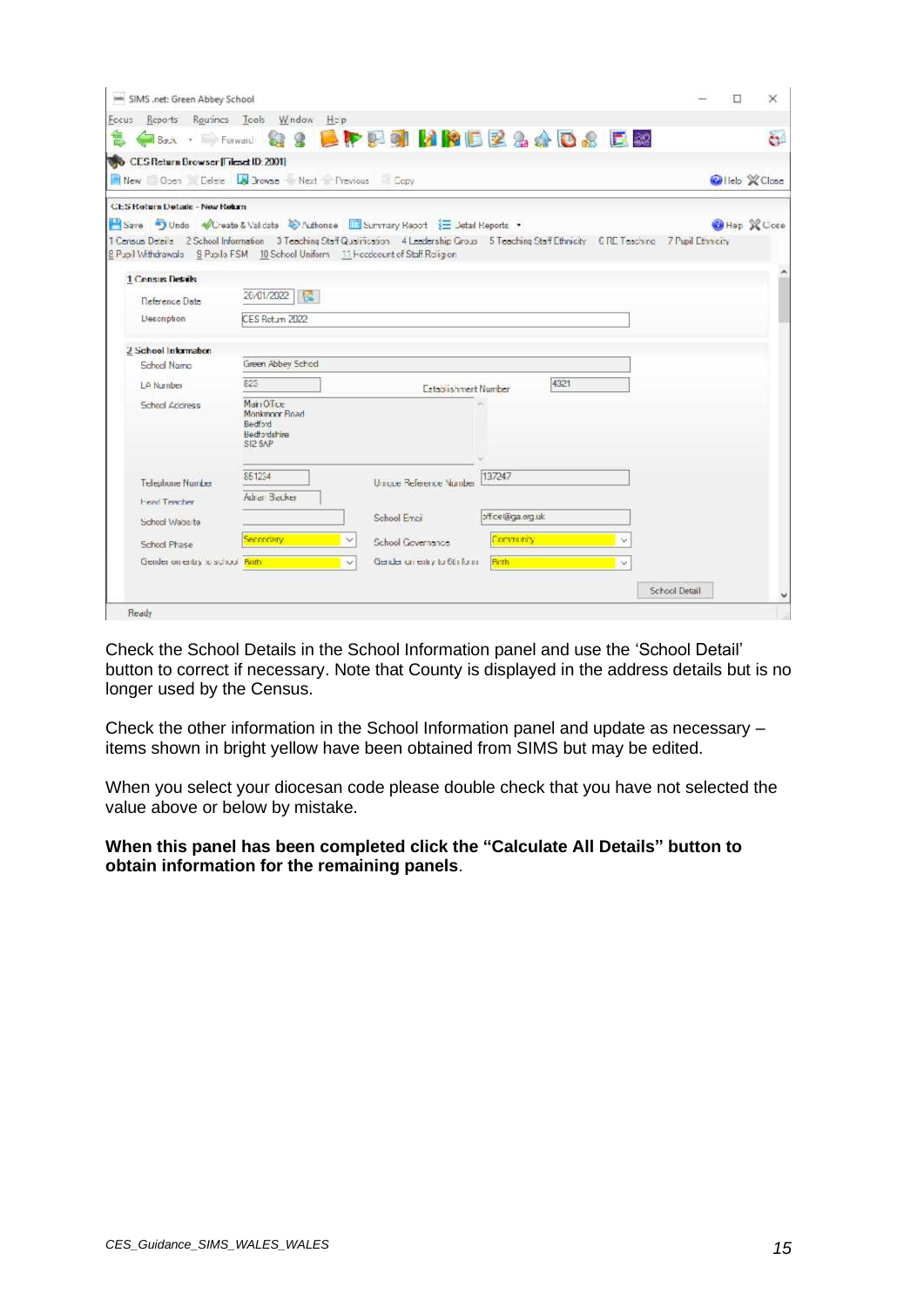Check the School Details in the School Information panel and use the ‘School Detail’ button to correct if necessary. Note that County is displayed in the address details but is no longer used by the Census.

Check the other information in the School Information panel and update as necessary – items shown in bright yellow have been obtained from SIMS but may be edited.

When you select your diocesan code please double check that you have not selected the value above or below by mistake.

**When this panel has been completed click the “Calculate All Details” button to obtain information for the remaining panels**.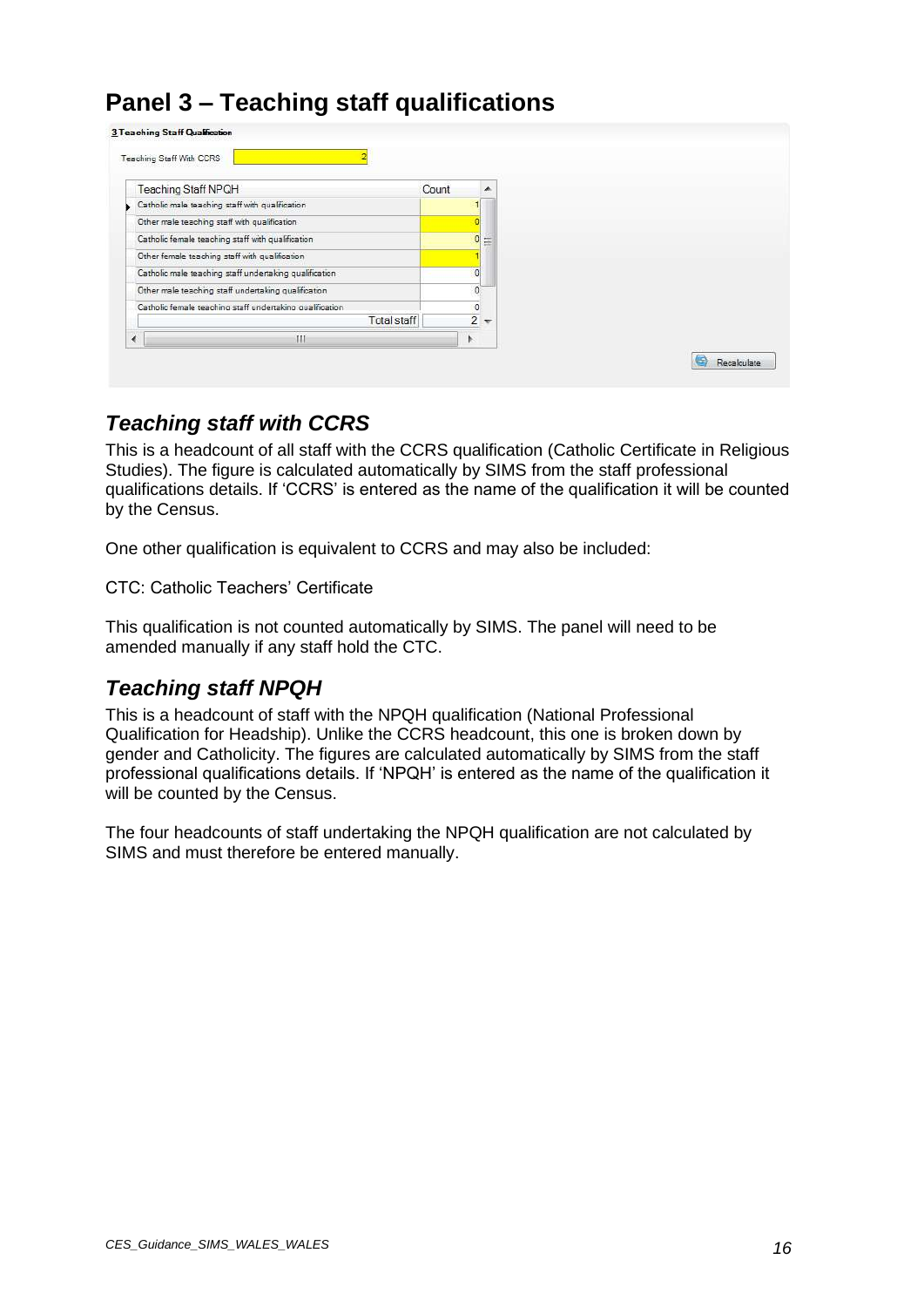# Panel 3 – Teaching staff qualifications

3 Teaching Staff Qualification

Teaching Staff With CCRS: 2

| Teaching Staff NPQH | Count |
| --- | --- |
| Catholic male teaching staff with qualification | 1 |
| Other male teaching staff with qualification | 0 |
| Catholic female teaching staff with qualification | 0 |
| Other female teaching staff with qualification | 1 |
| Catholic male teaching staff undertaking qualification | 0 |
| Other male teaching staff undertaking qualification | 0 |
| Catholic female teaching staff undertaking qualification | 0 |
| Total staff | 2 |

Recalculate

## *Teaching staff with CCRS*

This is a headcount of all staff with the CCRS qualification (Catholic Certificate in Religious Studies). The figure is calculated automatically by SIMS from the staff professional qualifications details. If 'CCRS' is entered as the name of the qualification it will be counted by the Census.

One other qualification is equivalent to CCRS and may also be included:

CTC: Catholic Teachers' Certificate

This qualification is not counted automatically by SIMS. The panel will need to be amended manually if any staff hold the CTC.

## *Teaching staff NPQH*

This is a headcount of staff with the NPQH qualification (National Professional Qualification for Headship). Unlike the CCRS headcount, this one is broken down by gender and Catholicity. The figures are calculated automatically by SIMS from the staff professional qualifications details. If 'NPQH' is entered as the name of the qualification it will be counted by the Census.

The four headcounts of staff undertaking the NPQH qualification are not calculated by SIMS and must therefore be entered manually.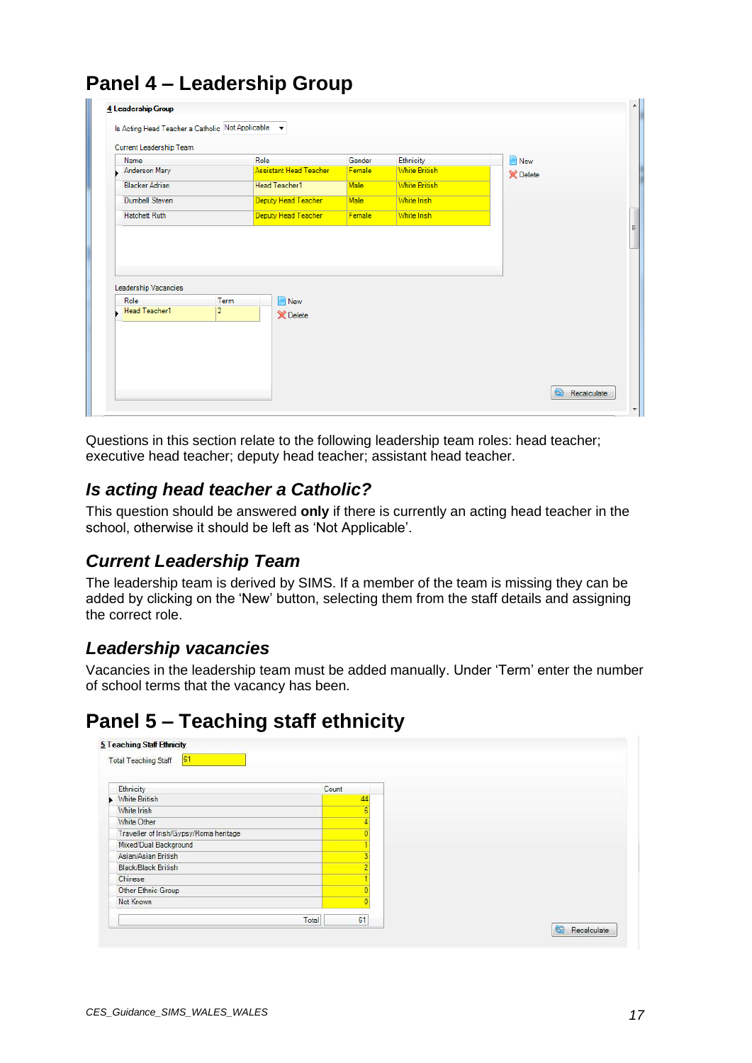# Panel 4 – Leadership Group

**4 Leadership Group**

Is Acting Head Teacher a Catholic: Not Applicable

Current Leadership Team

| Name | Role | Gender | Ethnicity |
|---|---|---|---|
| Anderson Mary | Assistant Head Teacher | Female | White British |
| Blacker Adrian | Head Teacher1 | Male | White British |
| Dumbell Steven | Deputy Head Teacher | Male | White Irish |
| Hatchett Ruth | Deputy Head Teacher | Female | White Irish |

New
Delete

Leadership Vacancies

| Role | Term |
|---|---|
| Head Teacher1 | 2 |

New
Delete

Recalculate

Questions in this section relate to the following leadership team roles: head teacher; executive head teacher; deputy head teacher; assistant head teacher.

## *Is acting head teacher a Catholic?*

This question should be answered **only** if there is currently an acting head teacher in the school, otherwise it should be left as 'Not Applicable'.

## *Current Leadership Team*

The leadership team is derived by SIMS. If a member of the team is missing they can be added by clicking on the 'New' button, selecting them from the staff details and assigning the correct role.

## *Leadership vacancies*

Vacancies in the leadership team must be added manually. Under 'Term' enter the number of school terms that the vacancy has been.

# Panel 5 – Teaching staff ethnicity

**5 Teaching Staff Ethnicity**

Total Teaching Staff: 61

| Ethnicity | Count |
|---|---|
| White British | 44 |
| White Irish | 6 |
| White Other | 4 |
| Traveller of Irish/Gypsy/Roma heritage | 0 |
| Mixed/Dual Background | 1 |
| Asian/Asian British | 3 |
| Black/Black British | 2 |
| Chinese | 1 |
| Other Ethnic Group | 0 |
| Not Known | 0 |
| Total | 61 |

Recalculate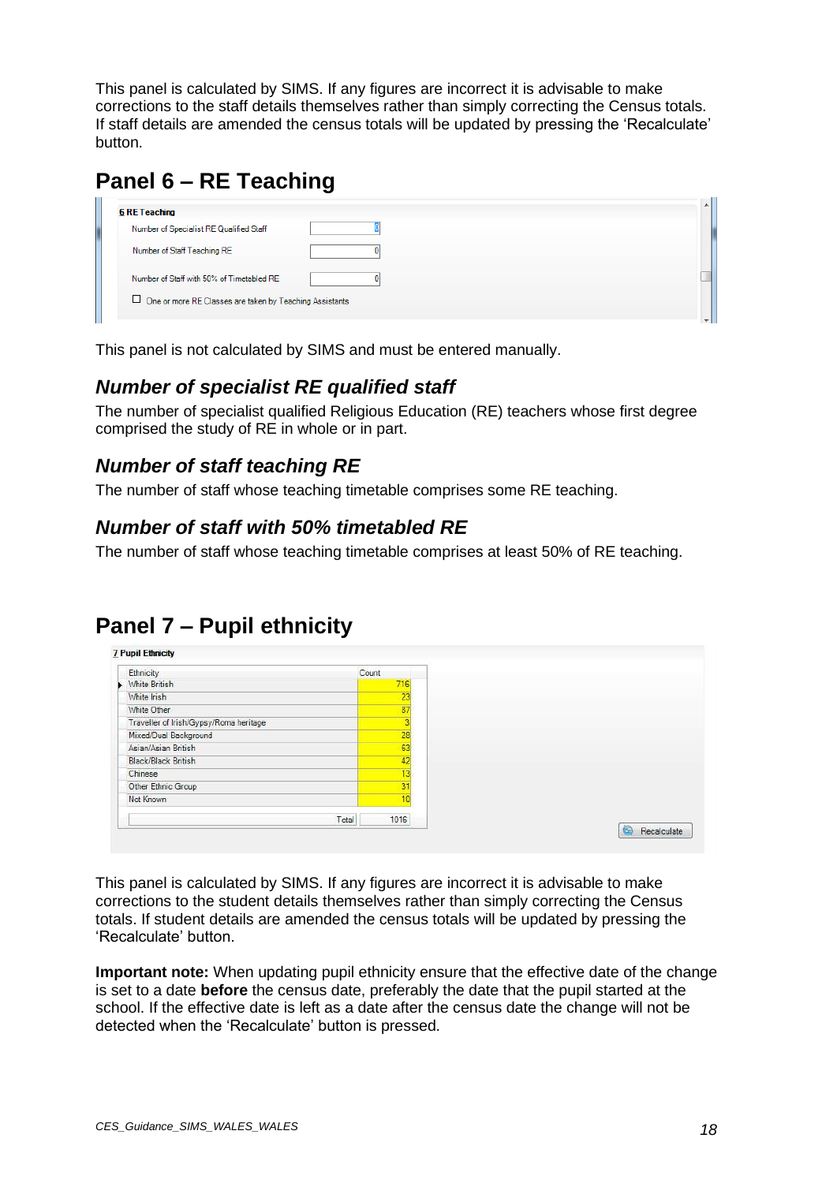This panel is calculated by SIMS. If any figures are incorrect it is advisable to make corrections to the staff details themselves rather than simply correcting the Census totals. If staff details are amended the census totals will be updated by pressing the 'Recalculate' button.

## Panel 6 – RE Teaching

**6 RE Teaching**

| Field | Value |
|---|---|
| Number of Specialist RE Qualified Staff | 0 |
| Number of Staff Teaching RE | 0 |
| Number of Staff with 50% of Timetabled RE | 0 |

☐ One or more RE Classes are taken by Teaching Assistants

This panel is not calculated by SIMS and must be entered manually.

### *Number of specialist RE qualified staff*

The number of specialist qualified Religious Education (RE) teachers whose first degree comprised the study of RE in whole or in part.

### *Number of staff teaching RE*

The number of staff whose teaching timetable comprises some RE teaching.

### *Number of staff with 50% timetabled RE*

The number of staff whose teaching timetable comprises at least 50% of RE teaching.

## Panel 7 – Pupil ethnicity

**7 Pupil Ethnicity**

| Ethnicity | Count |
|---|---|
| White British | 716 |
| White Irish | 23 |
| White Other | 87 |
| Traveller of Irish/Gypsy/Roma heritage | 3 |
| Mixed/Dual Background | 28 |
| Asian/Asian British | 63 |
| Black/Black British | 42 |
| Chinese | 13 |
| Other Ethnic Group | 31 |
| Not Known | 10 |
| Total | 1016 |

Recalculate

This panel is calculated by SIMS. If any figures are incorrect it is advisable to make corrections to the student details themselves rather than simply correcting the Census totals. If student details are amended the census totals will be updated by pressing the 'Recalculate' button.

**Important note:** When updating pupil ethnicity ensure that the effective date of the change is set to a date **before** the census date, preferably the date that the pupil started at the school. If the effective date is left as a date after the census date the change will not be detected when the 'Recalculate' button is pressed.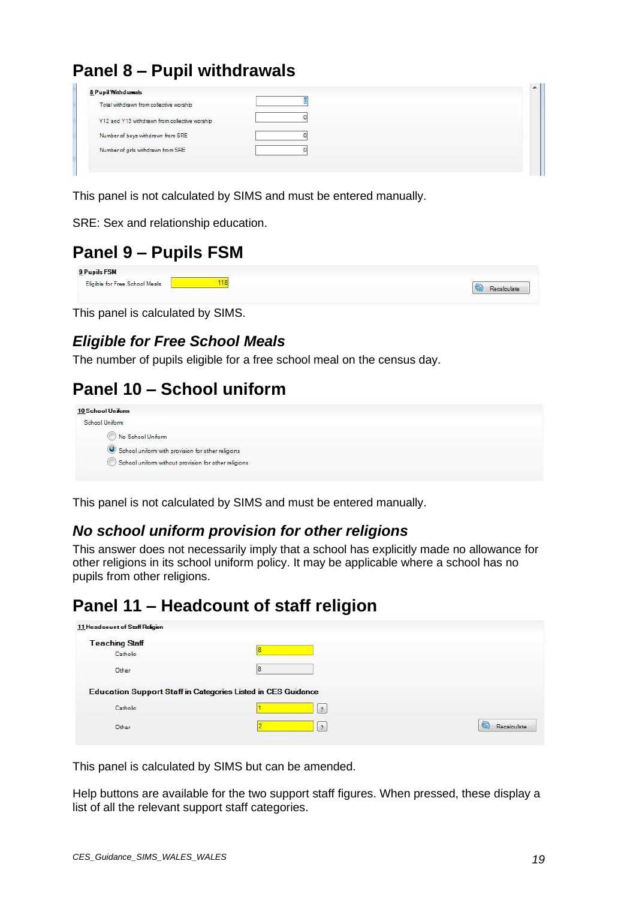## Panel 8 – Pupil withdrawals

**8 Pupil Withdrawals**

| | |
|---|---|
| Total withdrawn from collective worship | 0 |
| Y12 and Y13 withdrawn from collective worship | 0 |
| Number of boys withdrawn from SRE | 0 |
| Number of girls withdrawn from SRE | 0 |

This panel is not calculated by SIMS and must be entered manually.

SRE: Sex and relationship education.

## Panel 9 – Pupils FSM

**9 Pupils FSM**

Eligible for Free School Meals: 118 [Recalculate]

This panel is calculated by SIMS.

### *Eligible for Free School Meals*

The number of pupils eligible for a free school meal on the census day.

## Panel 10 – School uniform

**10 School Uniform**

School Uniform

- ○ No School Uniform
- ● School uniform with provision for other religions
- ○ School uniform without provision for other religions

This panel is not calculated by SIMS and must be entered manually.

### *No school uniform provision for other religions*

This answer does not necessarily imply that a school has explicitly made no allowance for other religions in its school uniform policy. It may be applicable where a school has no pupils from other religions.

## Panel 11 – Headcount of staff religion

**11 Headcount of Staff Religion**

| | |
|---|---|
| **Teaching Staff** | |
| Catholic | 8 |
| Other | 8 |
| **Education Support Staff in Categories Listed in CES Guidance** | |
| Catholic | 1 [?] |
| Other | 2 [?] |

[Recalculate]

This panel is calculated by SIMS but can be amended.

Help buttons are available for the two support staff figures. When pressed, these display a list of all the relevant support staff categories.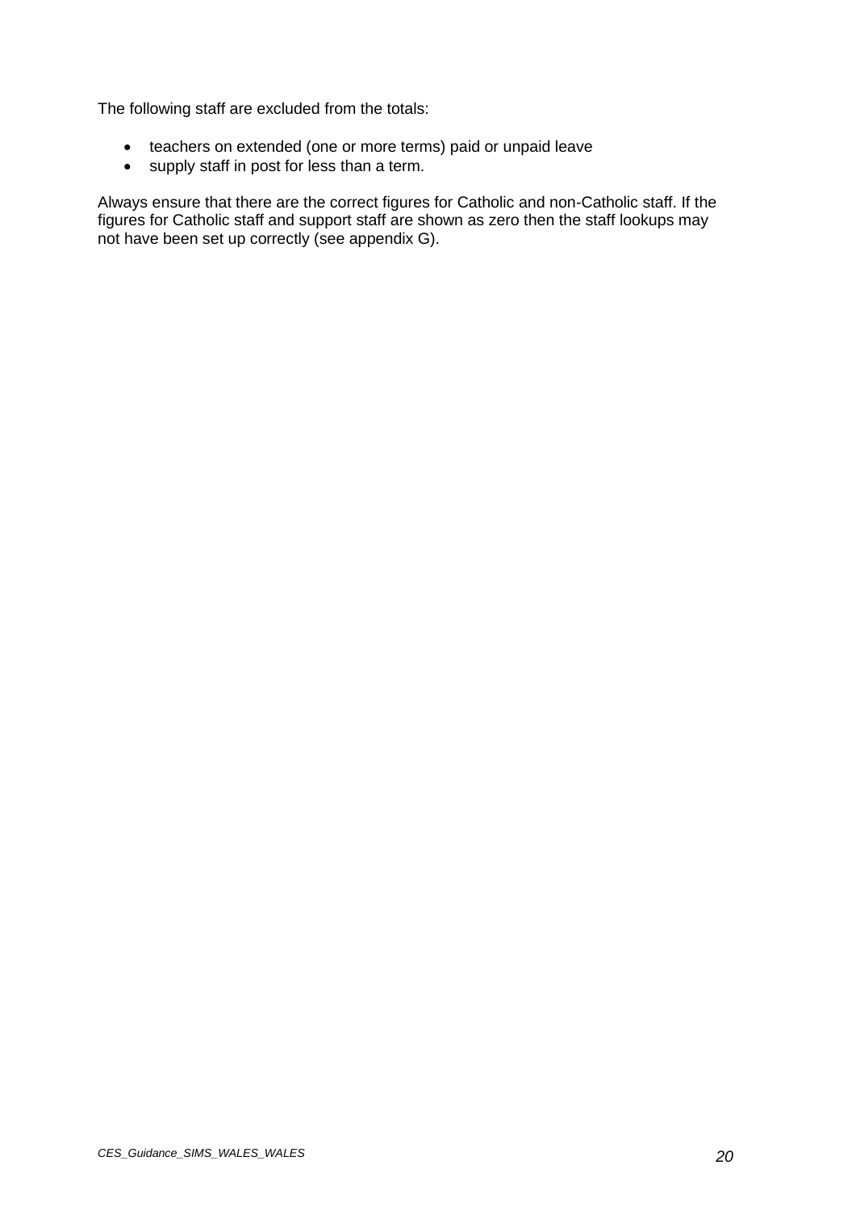The following staff are excluded from the totals:

- teachers on extended (one or more terms) paid or unpaid leave
- supply staff in post for less than a term.

Always ensure that there are the correct figures for Catholic and non-Catholic staff. If the figures for Catholic staff and support staff are shown as zero then the staff lookups may not have been set up correctly (see appendix G).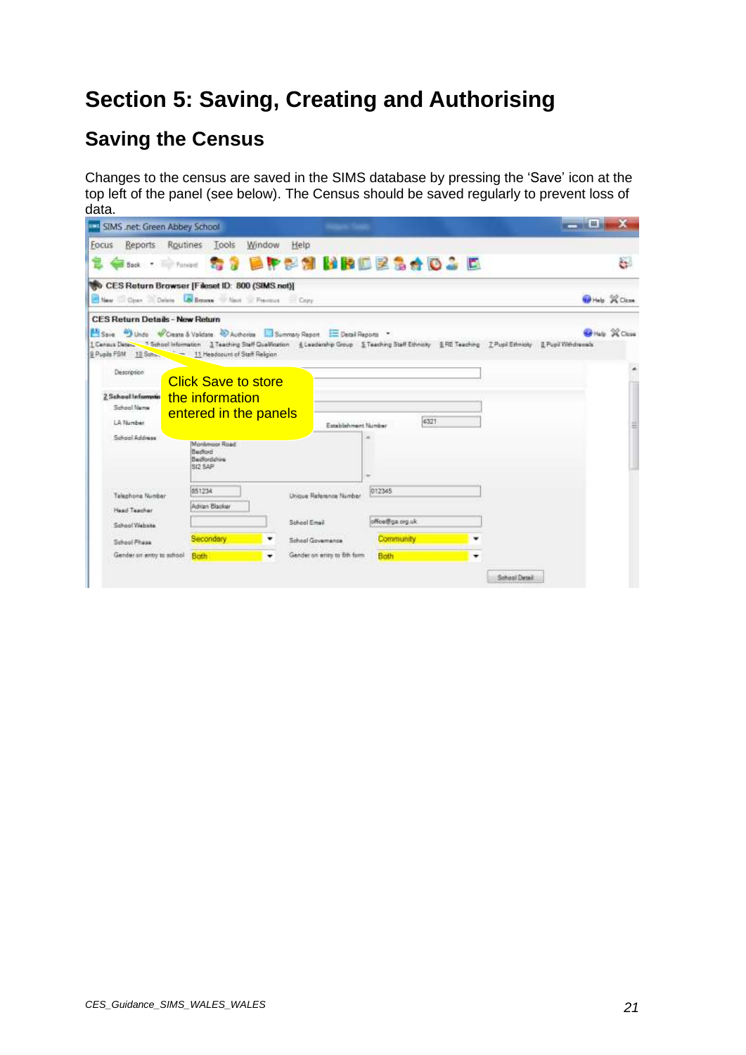# Section 5: Saving, Creating and Authorising

## Saving the Census

Changes to the census are saved in the SIMS database by pressing the 'Save' icon at the top left of the panel (see below). The Census should be saved regularly to prevent loss of data.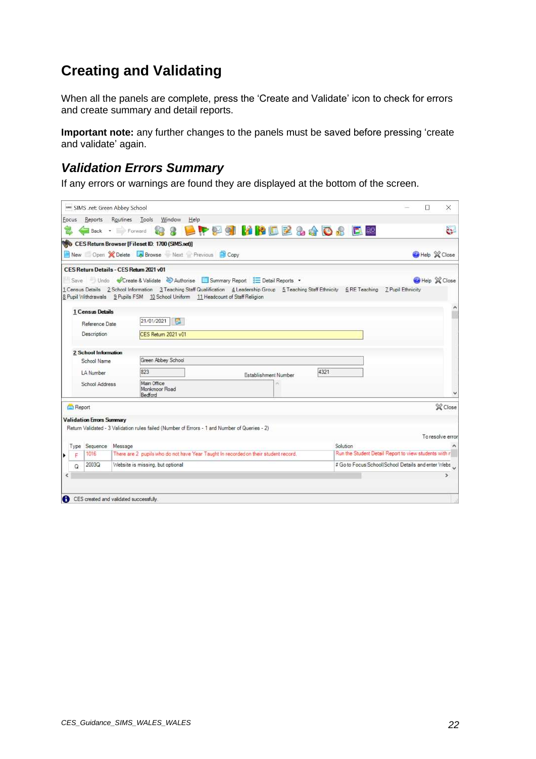## Creating and Validating

When all the panels are complete, press the 'Create and Validate' icon to check for errors and create summary and detail reports.

**Important note:** any further changes to the panels must be saved before pressing 'create and validate' again.

### *Validation Errors Summary*

If any errors or warnings are found they are displayed at the bottom of the screen.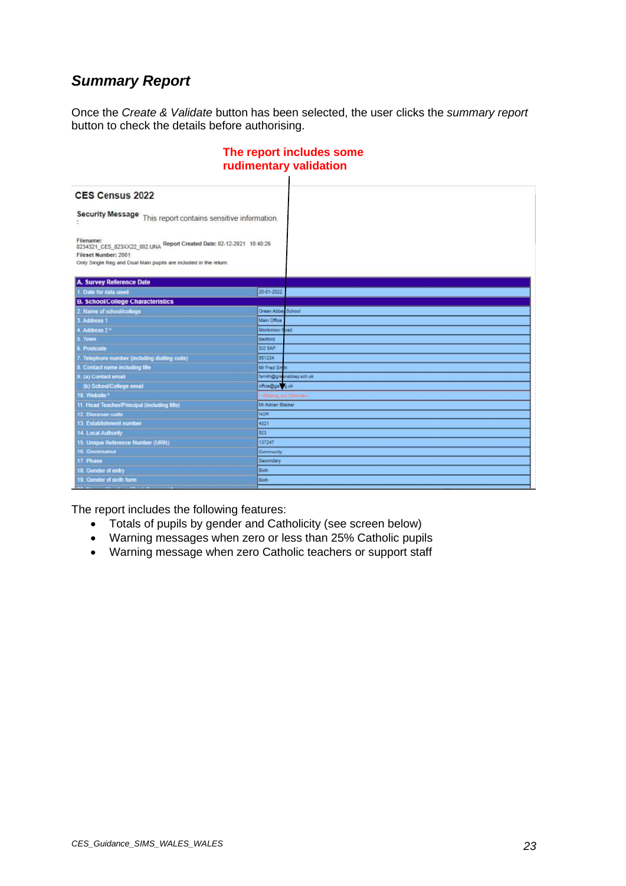## *Summary Report*

Once the *Create & Validate* button has been selected, the user clicks the *summary report* button to check the details before authorising.

**The report includes some rudimentary validation**

**CES Census 2022**

**Security Message:** This report contains sensitive information.

Filename: 8234321_CES_823XX22_002.UNA  Report Created Date: 02-12-2021 10:40:26
Fileset Number: 2001
Only Single Reg and Dual Main pupils are included in the return

| A. Survey Reference Date | |
|---|---|
| 1. Date for data used | 20-01-2022 |
| **B. School/College Characteristics** | |
| 2. Name of school/college | Green Abbey School |
| 3. Address 1 | Main Office |
| 4. Address 2 * | Monkmoor Road |
| 5. Town | Bedford |
| 6. Postcode | SI2 5AP |
| 7. Telephone number (including dialling code) | 851234 |
| 8. Contact name including title | Mr Fred Smith |
| 9. (a) Contact email | fsmith@greenabbey.sch.uk |
| (b) School/College email | office@ga....uk |
| 10. Website * | -- Missing, but Optional -- |
| 11. Head Teacher/Principal (including title) | Mr Adrian Blacker |
| 12. Diocesan code | NOR |
| 13. Establishment number | 4321 |
| 14. Local Authority | 823 |
| 15. Unique Reference Number (URN) | 137247 |
| 16. Governance | Community |
| 17. Phase | Secondary |
| 18. Gender of entry | Both |
| 19. Gender of sixth form | Both |

The report includes the following features:

- Totals of pupils by gender and Catholicity (see screen below)
- Warning messages when zero or less than 25% Catholic pupils
- Warning message when zero Catholic teachers or support staff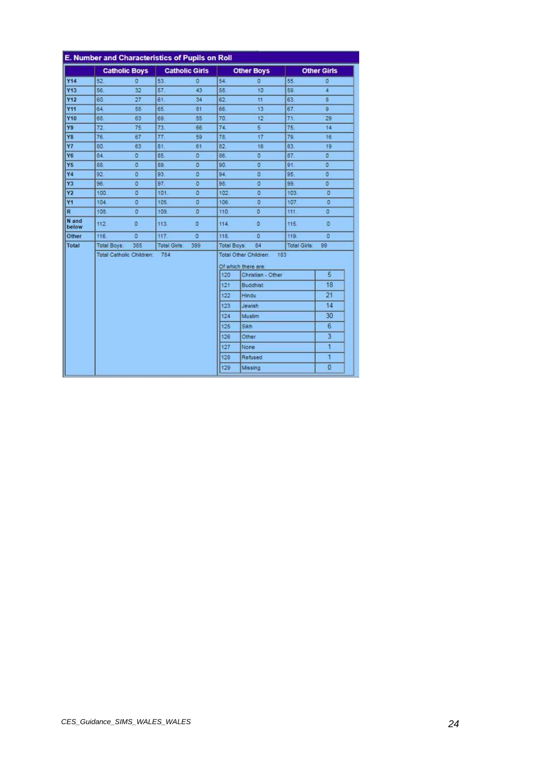## E. Number and Characteristics of Pupils on Roll

| | Catholic Boys | | Catholic Girls | | Other Boys | | Other Girls | |
|---|---|---|---|---|---|---|---|---|
| Y14 | 52. | 0 | 53. | 0 | 54. | 0 | 55. | 0 |
| Y13 | 56. | 32 | 57. | 43 | 58. | 10 | 59. | 4 |
| Y12 | 60. | 27 | 61. | 34 | 62. | 11 | 63. | 8 |
| Y11 | 64. | 58 | 65. | 81 | 66. | 13 | 67. | 9 |
| Y10 | 68. | 63 | 69. | 55 | 70. | 12 | 71. | 29 |
| Y9 | 72. | 75 | 73. | 66 | 74. | 5 | 75. | 14 |
| Y8 | 76. | 67 | 77. | 59 | 78. | 17 | 79. | 16 |
| Y7 | 80. | 63 | 81. | 61 | 82. | 16 | 83. | 19 |
| Y6 | 84. | 0 | 85. | 0 | 86. | 0 | 87. | 0 |
| Y5 | 88. | 0 | 89. | 0 | 90. | 0 | 91. | 0 |
| Y4 | 92. | 0 | 93. | 0 | 94. | 0 | 95. | 0 |
| Y3 | 96. | 0 | 97. | 0 | 98. | 0 | 99. | 0 |
| Y2 | 100. | 0 | 101. | 0 | 102. | 0 | 103. | 0 |
| Y1 | 104. | 0 | 105. | 0 | 106. | 0 | 107. | 0 |
| R | 108. | 0 | 109. | 0 | 110. | 0 | 111. | 0 |
| N and below | 112. | 0 | 113. | 0 | 114. | 0 | 115. | 0 |
| Other | 116. | 0 | 117. | 0 | 118. | 0 | 119. | 0 |
| Total | Total Boys: | 385 | Total Girls: | 399 | Total Boys: | 84 | Total Girls: | 99 |
| | Total Catholic Children: | 784 | | | Total Other Children: | 183 | | |

Of which there are:

| | | |
|---|---|---|
| 120 | Christian - Other | 5 |
| 121 | Buddhist | 18 |
| 122 | Hindu | 21 |
| 123 | Jewish | 14 |
| 124 | Muslim | 30 |
| 125 | Sikh | 6 |
| 126 | Other | 3 |
| 127 | None | 1 |
| 128 | Refused | 1 |
| 129 | Missing | 0 |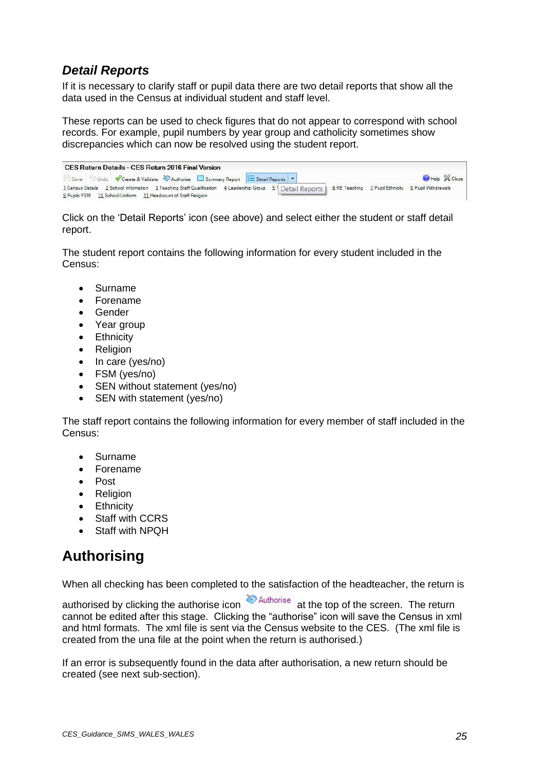## *Detail Reports*

If it is necessary to clarify staff or pupil data there are two detail reports that show all the data used in the Census at individual student and staff level.

These reports can be used to check figures that do not appear to correspond with school records. For example, pupil numbers by year group and catholicity sometimes show discrepancies which can now be resolved using the student report.

Click on the 'Detail Reports' icon (see above) and select either the student or staff detail report.

The student report contains the following information for every student included in the Census:

- Surname
- Forename
- Gender
- Year group
- Ethnicity
- Religion
- In care (yes/no)
- FSM (yes/no)
- SEN without statement (yes/no)
- SEN with statement (yes/no)

The staff report contains the following information for every member of staff included in the Census:

- Surname
- Forename
- Post
- Religion
- Ethnicity
- Staff with CCRS
- Staff with NPQH

# Authorising

When all checking has been completed to the satisfaction of the headteacher, the return is authorised by clicking the authorise icon Authorise at the top of the screen. The return cannot be edited after this stage. Clicking the "authorise" icon will save the Census in xml and html formats. The xml file is sent via the Census website to the CES. (The xml file is created from the una file at the point when the return is authorised.)

If an error is subsequently found in the data after authorisation, a new return should be created (see next sub-section).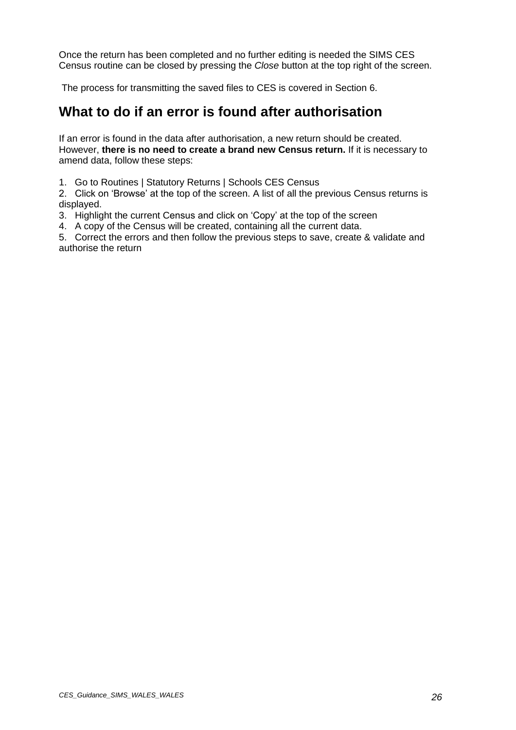Once the return has been completed and no further editing is needed the SIMS CES Census routine can be closed by pressing the *Close* button at the top right of the screen.

The process for transmitting the saved files to CES is covered in Section 6.

## What to do if an error is found after authorisation

If an error is found in the data after authorisation, a new return should be created. However, **there is no need to create a brand new Census return.** If it is necessary to amend data, follow these steps:

1. Go to Routines | Statutory Returns | Schools CES Census
2. Click on 'Browse' at the top of the screen. A list of all the previous Census returns is displayed.
3. Highlight the current Census and click on 'Copy' at the top of the screen
4. A copy of the Census will be created, containing all the current data.
5. Correct the errors and then follow the previous steps to save, create & validate and authorise the return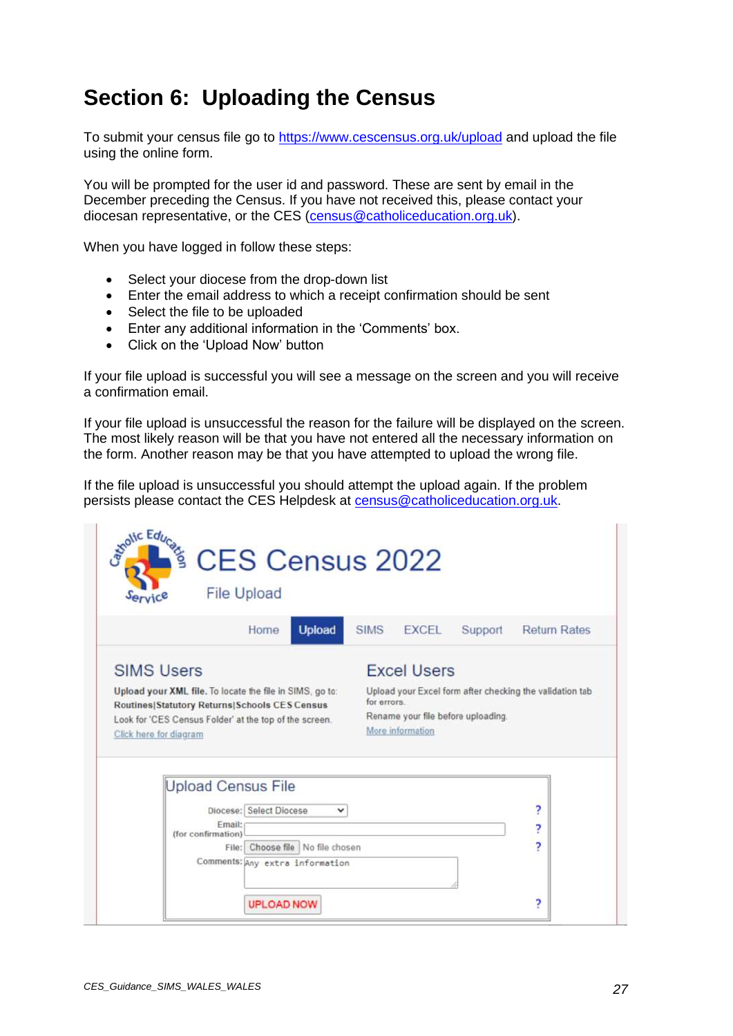# Section 6: Uploading the Census

To submit your census file go to https://www.cescensus.org.uk/upload and upload the file using the online form.

You will be prompted for the user id and password. These are sent by email in the December preceding the Census. If you have not received this, please contact your diocesan representative, or the CES (census@catholiceducation.org.uk).

When you have logged in follow these steps:

- Select your diocese from the drop-down list
- Enter the email address to which a receipt confirmation should be sent
- Select the file to be uploaded
- Enter any additional information in the 'Comments' box.
- Click on the 'Upload Now' button

If your file upload is successful you will see a message on the screen and you will receive a confirmation email.

If your file upload is unsuccessful the reason for the failure will be displayed on the screen. The most likely reason will be that you have not entered all the necessary information on the form. Another reason may be that you have attempted to upload the wrong file.

If the file upload is unsuccessful you should attempt the upload again. If the problem persists please contact the CES Helpdesk at census@catholiceducation.org.uk.

CES Census 2022

File Upload

Home | Upload | SIMS | EXCEL | Support | Return Rates

**SIMS Users**

**Upload your XML file.** To locate the file in SIMS, go to: **Routines|Statutory Returns|Schools CES Census**

Look for 'CES Census Folder' at the top of the screen.

Click here for diagram

**Excel Users**

Upload your Excel form after checking the validation tab for errors.

Rename your file before uploading.

More information

**Upload Census File**

Diocese: Select Diocese

Email: (for confirmation)

File: Choose file No file chosen

Comments: Any extra information

UPLOAD NOW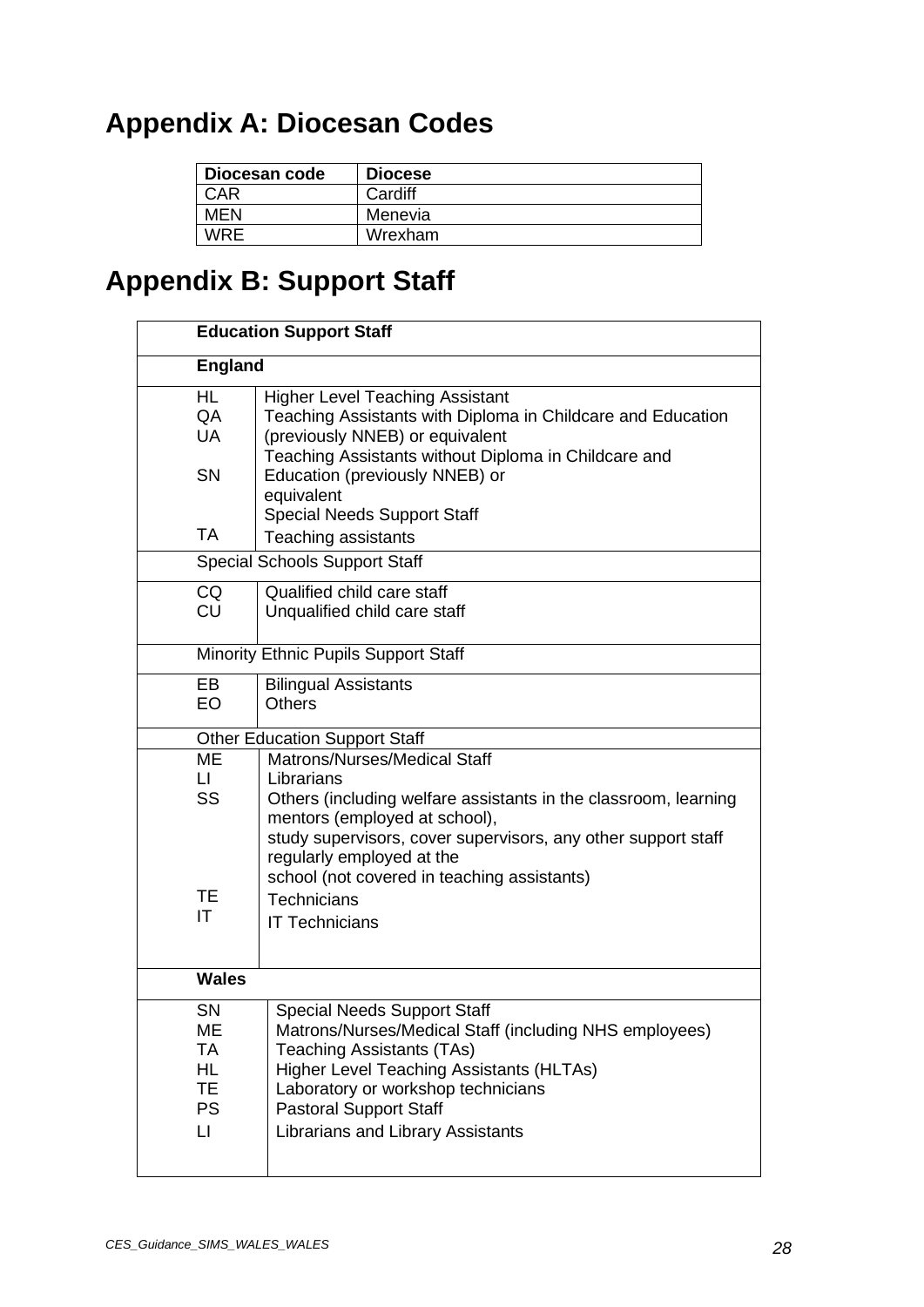# Appendix A: Diocesan Codes

| Diocesan code | Diocese |
|---|---|
| CAR | Cardiff |
| MEN | Menevia |
| WRE | Wrexham |

# Appendix B: Support Staff

| **Education Support Staff** | |
|---|---|
| **England** | |
| HL | Higher Level Teaching Assistant |
| QA | Teaching Assistants with Diploma in Childcare and Education (previously NNEB) or equivalent |
| UA | Teaching Assistants without Diploma in Childcare and Education (previously NNEB) or equivalent |
| SN | Special Needs Support Staff |
| TA | Teaching assistants |
| Special Schools Support Staff | |
| CQ | Qualified child care staff |
| CU | Unqualified child care staff |
| Minority Ethnic Pupils Support Staff | |
| EB | Bilingual Assistants |
| EO | Others |
| Other Education Support Staff | |
| ME | Matrons/Nurses/Medical Staff |
| LI | Librarians |
| SS | Others (including welfare assistants in the classroom, learning mentors (employed at school), study supervisors, cover supervisors, any other support staff regularly employed at the school (not covered in teaching assistants) |
| TE | Technicians |
| IT | IT Technicians |
| **Wales** | |
| SN | Special Needs Support Staff |
| ME | Matrons/Nurses/Medical Staff (including NHS employees) |
| TA | Teaching Assistants (TAs) |
| HL | Higher Level Teaching Assistants (HLTAs) |
| TE | Laboratory or workshop technicians |
| PS | Pastoral Support Staff |
| LI | Librarians and Library Assistants |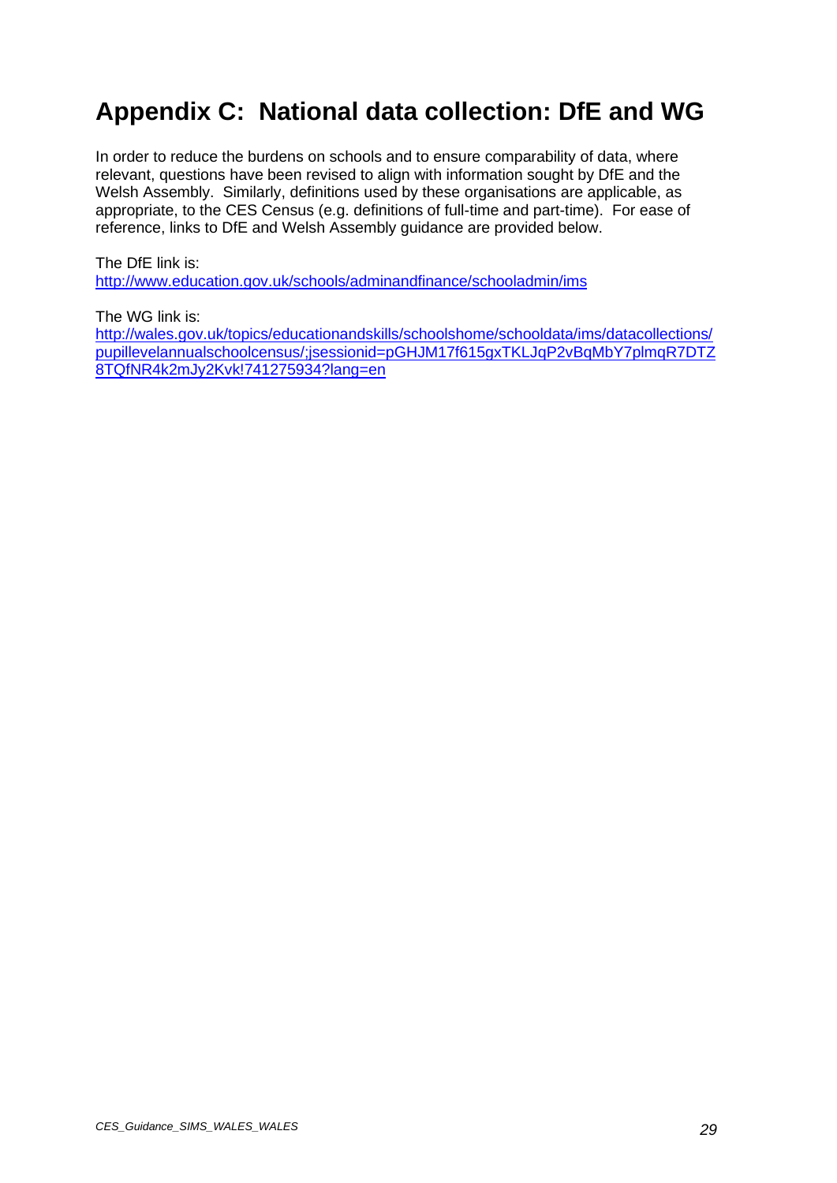# Appendix C: National data collection: DfE and WG

In order to reduce the burdens on schools and to ensure comparability of data, where relevant, questions have been revised to align with information sought by DfE and the Welsh Assembly. Similarly, definitions used by these organisations are applicable, as appropriate, to the CES Census (e.g. definitions of full-time and part-time). For ease of reference, links to DfE and Welsh Assembly guidance are provided below.

The DfE link is:
http://www.education.gov.uk/schools/adminandfinance/schooladmin/ims

The WG link is:
http://wales.gov.uk/topics/educationandskills/schoolshome/schooldata/ims/datacollections/pupillevelannualschoolcensus/;jsessionid=pGHJM17f615gxTKLJqP2vBqMbY7plmqR7DTZ8TQfNR4k2mJy2Kvk!741275934?lang=en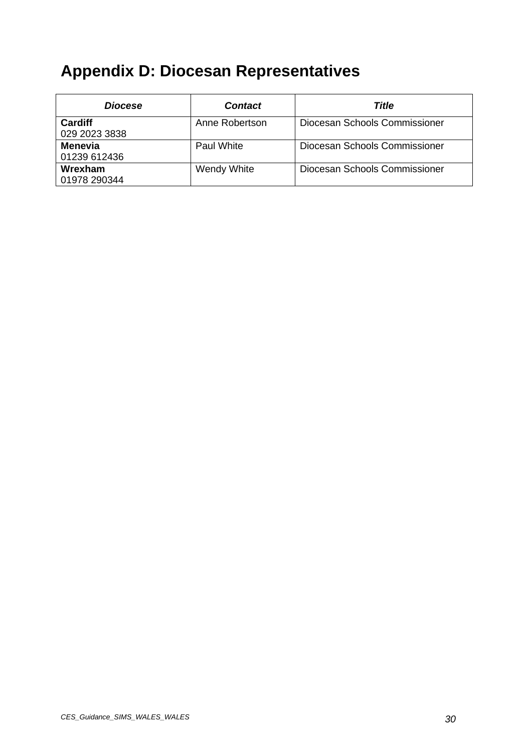# Appendix D: Diocesan Representatives

| ***Diocese*** | ***Contact*** | ***Title*** |
|---|---|---|
| **Cardiff**<br>029 2023 3838 | Anne Robertson | Diocesan Schools Commissioner |
| **Menevia**<br>01239 612436 | Paul White | Diocesan Schools Commissioner |
| **Wrexham**<br>01978 290344 | Wendy White | Diocesan Schools Commissioner |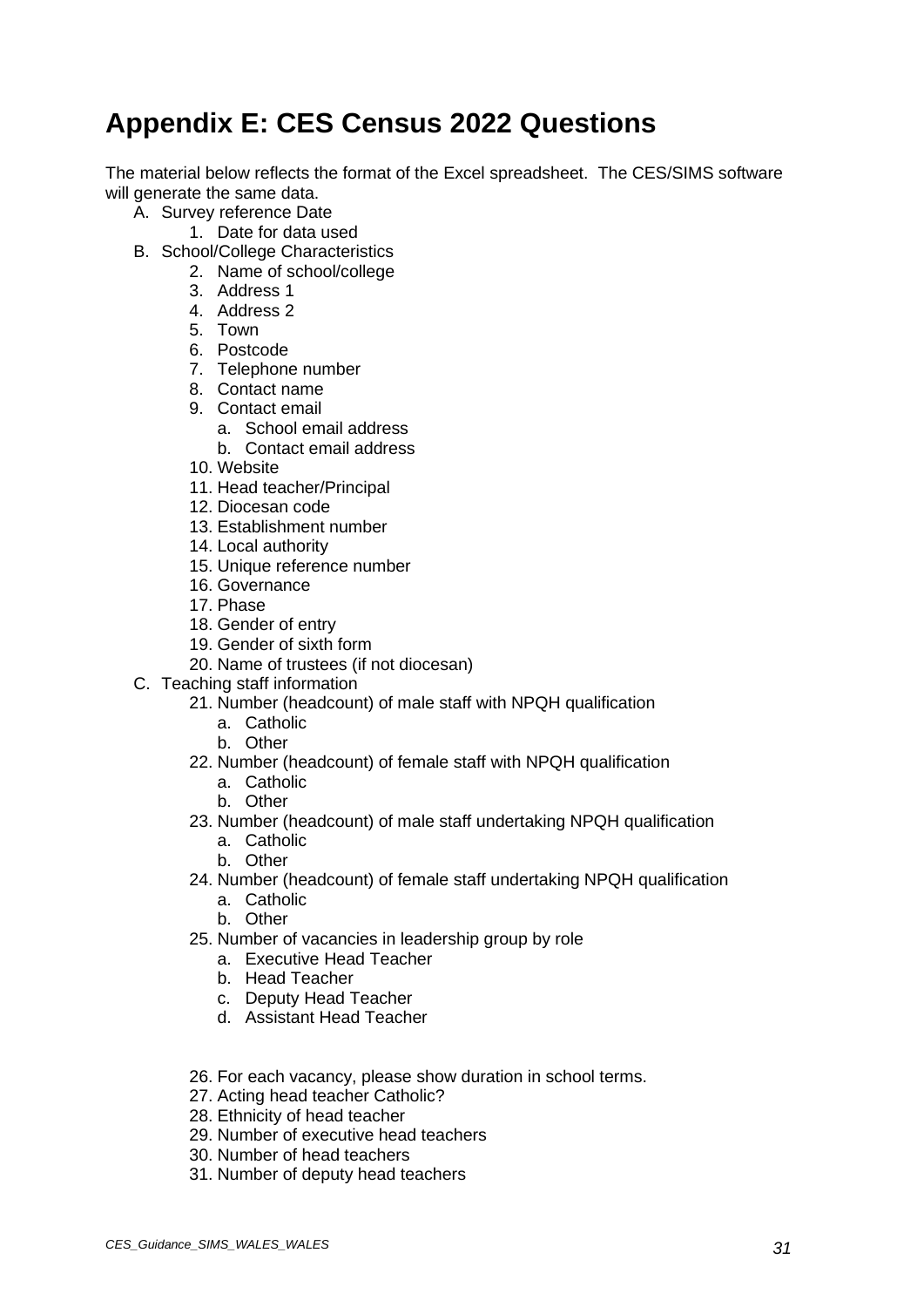# Appendix E: CES Census 2022 Questions

The material below reflects the format of the Excel spreadsheet. The CES/SIMS software will generate the same data.

A. Survey reference Date
    1. Date for data used
B. School/College Characteristics
    2. Name of school/college
    3. Address 1
    4. Address 2
    5. Town
    6. Postcode
    7. Telephone number
    8. Contact name
    9. Contact email
        a. School email address
        b. Contact email address
    10. Website
    11. Head teacher/Principal
    12. Diocesan code
    13. Establishment number
    14. Local authority
    15. Unique reference number
    16. Governance
    17. Phase
    18. Gender of entry
    19. Gender of sixth form
    20. Name of trustees (if not diocesan)
C. Teaching staff information
    21. Number (headcount) of male staff with NPQH qualification
        a. Catholic
        b. Other
    22. Number (headcount) of female staff with NPQH qualification
        a. Catholic
        b. Other
    23. Number (headcount) of male staff undertaking NPQH qualification
        a. Catholic
        b. Other
    24. Number (headcount) of female staff undertaking NPQH qualification
        a. Catholic
        b. Other
    25. Number of vacancies in leadership group by role
        a. Executive Head Teacher
        b. Head Teacher
        c. Deputy Head Teacher
        d. Assistant Head Teacher
    26. For each vacancy, please show duration in school terms.
    27. Acting head teacher Catholic?
    28. Ethnicity of head teacher
    29. Number of executive head teachers
    30. Number of head teachers
    31. Number of deputy head teachers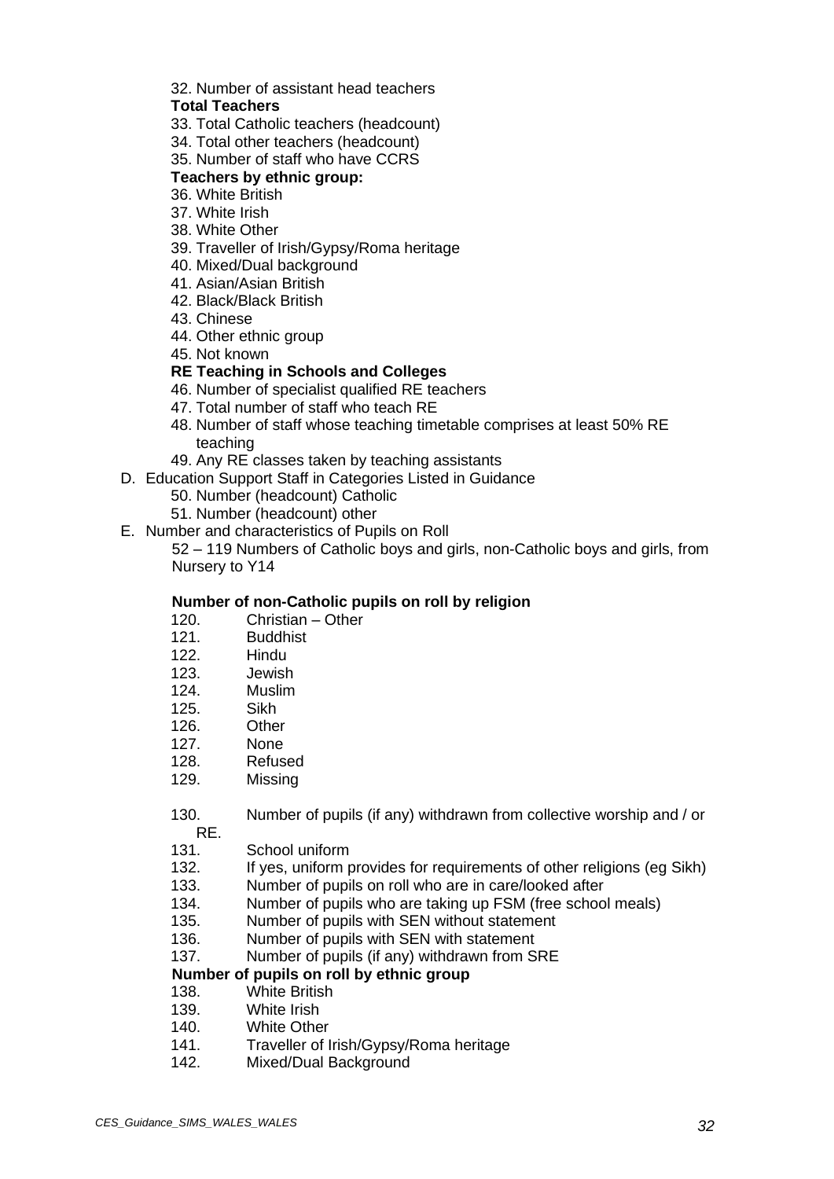32. Number of assistant head teachers

**Total Teachers**

33. Total Catholic teachers (headcount)
34. Total other teachers (headcount)
35. Number of staff who have CCRS

**Teachers by ethnic group:**

36. White British
37. White Irish
38. White Other
39. Traveller of Irish/Gypsy/Roma heritage
40. Mixed/Dual background
41. Asian/Asian British
42. Black/Black British
43. Chinese
44. Other ethnic group
45. Not known

**RE Teaching in Schools and Colleges**

46. Number of specialist qualified RE teachers
47. Total number of staff who teach RE
48. Number of staff whose teaching timetable comprises at least 50% RE teaching
49. Any RE classes taken by teaching assistants

D. Education Support Staff in Categories Listed in Guidance

50. Number (headcount) Catholic
51. Number (headcount) other

E. Number and characteristics of Pupils on Roll

52 – 119 Numbers of Catholic boys and girls, non-Catholic boys and girls, from Nursery to Y14

**Number of non-Catholic pupils on roll by religion**

120. Christian – Other
121. Buddhist
122. Hindu
123. Jewish
124. Muslim
125. Sikh
126. Other
127. None
128. Refused
129. Missing

130. Number of pupils (if any) withdrawn from collective worship and / or RE.
131. School uniform
132. If yes, uniform provides for requirements of other religions (eg Sikh)
133. Number of pupils on roll who are in care/looked after
134. Number of pupils who are taking up FSM (free school meals)
135. Number of pupils with SEN without statement
136. Number of pupils with SEN with statement
137. Number of pupils (if any) withdrawn from SRE

**Number of pupils on roll by ethnic group**

138. White British
139. White Irish
140. White Other
141. Traveller of Irish/Gypsy/Roma heritage
142. Mixed/Dual Background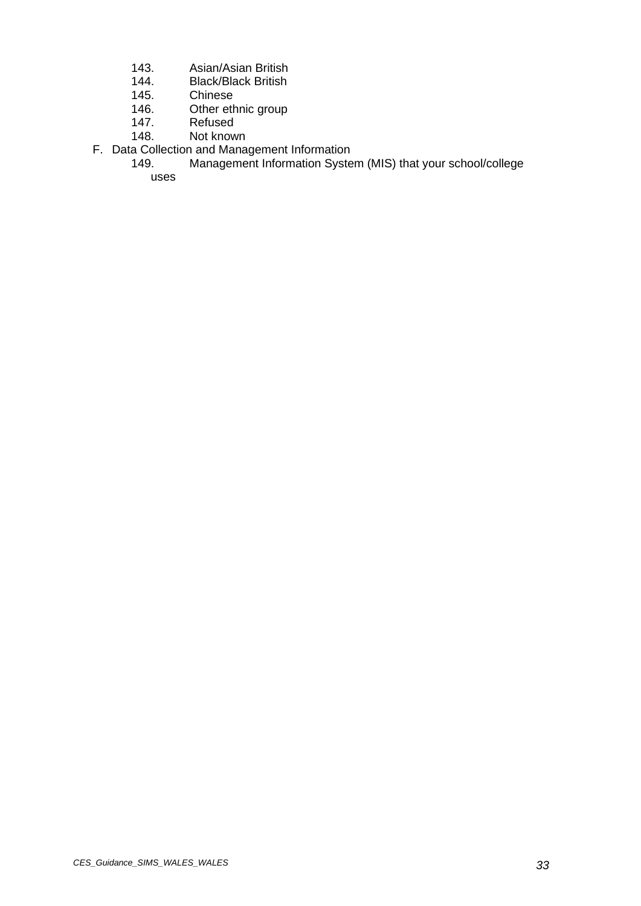143. Asian/Asian British
144. Black/Black British
145. Chinese
146. Other ethnic group
147. Refused
148. Not known

F. Data Collection and Management Information

149. Management Information System (MIS) that your school/college uses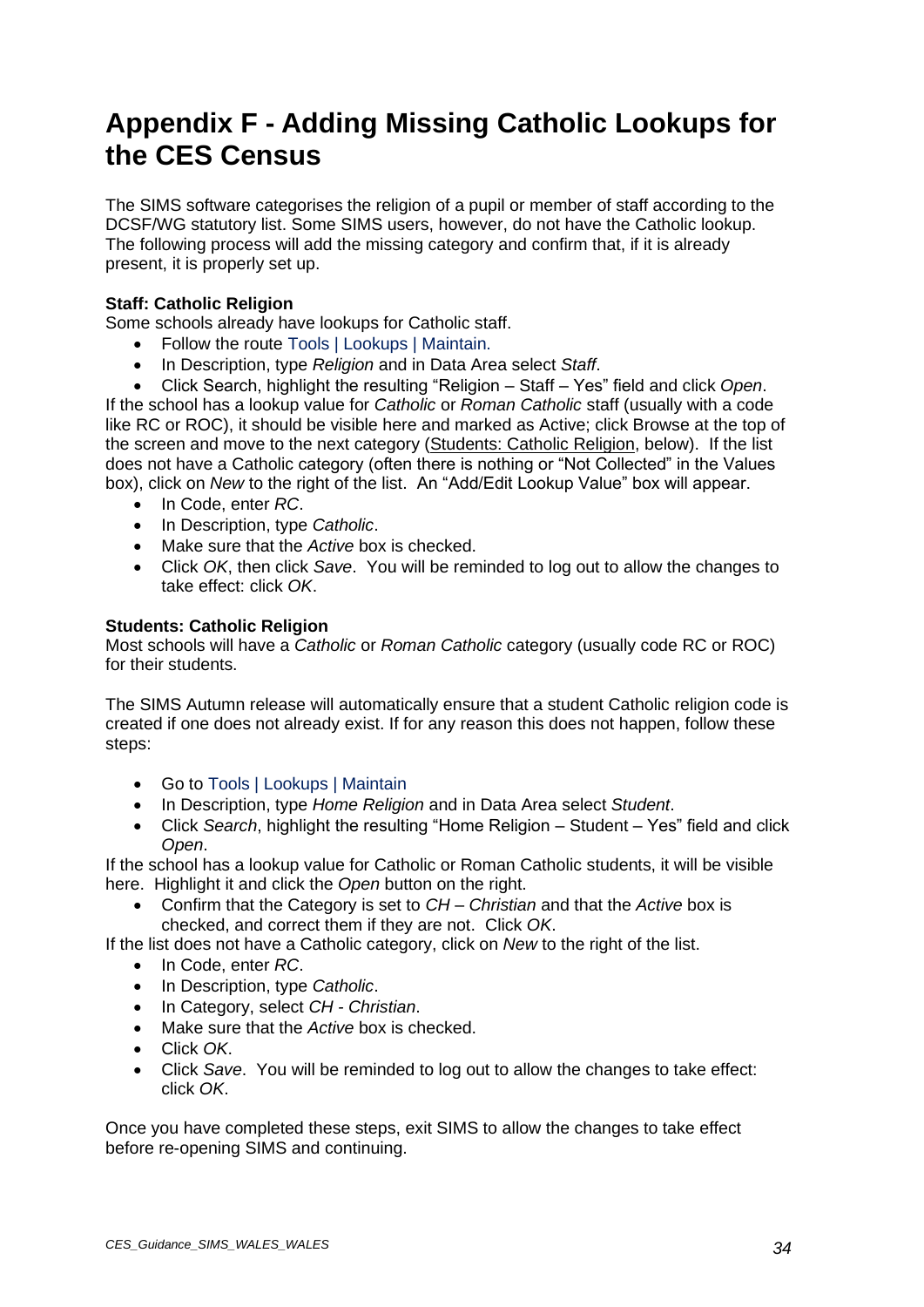# Appendix F - Adding Missing Catholic Lookups for the CES Census

The SIMS software categorises the religion of a pupil or member of staff according to the DCSF/WG statutory list. Some SIMS users, however, do not have the Catholic lookup. The following process will add the missing category and confirm that, if it is already present, it is properly set up.

**Staff: Catholic Religion**

Some schools already have lookups for Catholic staff.

- Follow the route Tools | Lookups | Maintain.
- In Description, type *Religion* and in Data Area select *Staff*.
- Click Search, highlight the resulting "Religion – Staff – Yes" field and click *Open*.

If the school has a lookup value for *Catholic* or *Roman Catholic* staff (usually with a code like RC or ROC), it should be visible here and marked as Active; click Browse at the top of the screen and move to the next category (Students: Catholic Religion, below). If the list does not have a Catholic category (often there is nothing or "Not Collected" in the Values box), click on *New* to the right of the list. An "Add/Edit Lookup Value" box will appear.

- In Code, enter *RC*.
- In Description, type *Catholic*.
- Make sure that the *Active* box is checked.
- Click *OK*, then click *Save*. You will be reminded to log out to allow the changes to take effect: click *OK*.

**Students: Catholic Religion**

Most schools will have a *Catholic* or *Roman Catholic* category (usually code RC or ROC) for their students.

The SIMS Autumn release will automatically ensure that a student Catholic religion code is created if one does not already exist. If for any reason this does not happen, follow these steps:

- Go to Tools | Lookups | Maintain
- In Description, type *Home Religion* and in Data Area select *Student*.
- Click *Search*, highlight the resulting "Home Religion – Student – Yes" field and click *Open*.

If the school has a lookup value for Catholic or Roman Catholic students, it will be visible here. Highlight it and click the *Open* button on the right.

- Confirm that the Category is set to *CH – Christian* and that the *Active* box is checked, and correct them if they are not. Click *OK*.

If the list does not have a Catholic category, click on *New* to the right of the list.

- In Code, enter *RC*.
- In Description, type *Catholic*.
- In Category, select *CH - Christian*.
- Make sure that the *Active* box is checked.
- Click *OK*.
- Click *Save*. You will be reminded to log out to allow the changes to take effect: click *OK*.

Once you have completed these steps, exit SIMS to allow the changes to take effect before re-opening SIMS and continuing.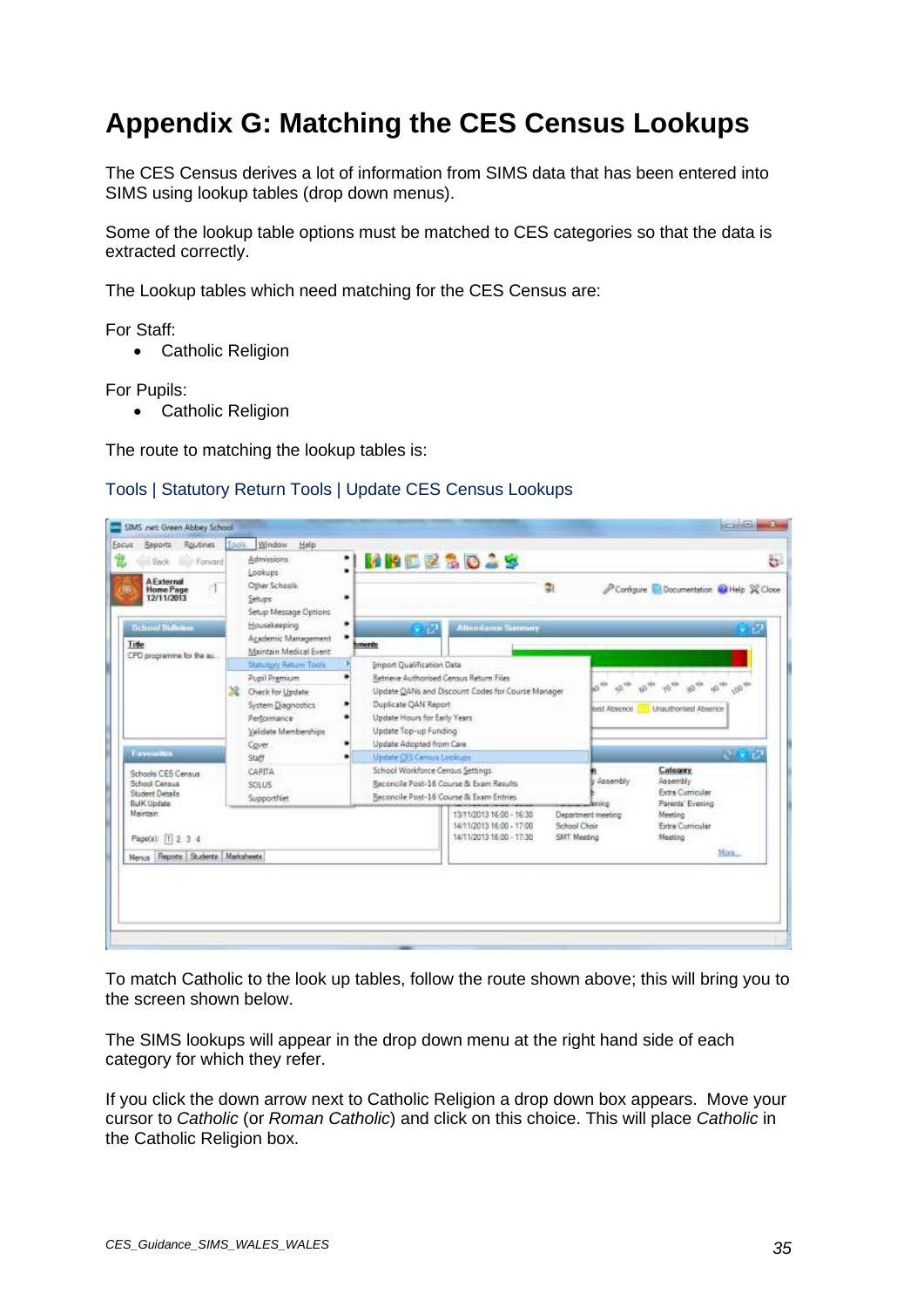# Appendix G: Matching the CES Census Lookups

The CES Census derives a lot of information from SIMS data that has been entered into SIMS using lookup tables (drop down menus).

Some of the lookup table options must be matched to CES categories so that the data is extracted correctly.

The Lookup tables which need matching for the CES Census are:

For Staff:

- Catholic Religion

For Pupils:

- Catholic Religion

The route to matching the lookup tables is:

Tools | Statutory Return Tools | Update CES Census Lookups

To match Catholic to the look up tables, follow the route shown above; this will bring you to the screen shown below.

The SIMS lookups will appear in the drop down menu at the right hand side of each category for which they refer.

If you click the down arrow next to Catholic Religion a drop down box appears. Move your cursor to *Catholic* (or *Roman Catholic*) and click on this choice. This will place *Catholic* in the Catholic Religion box.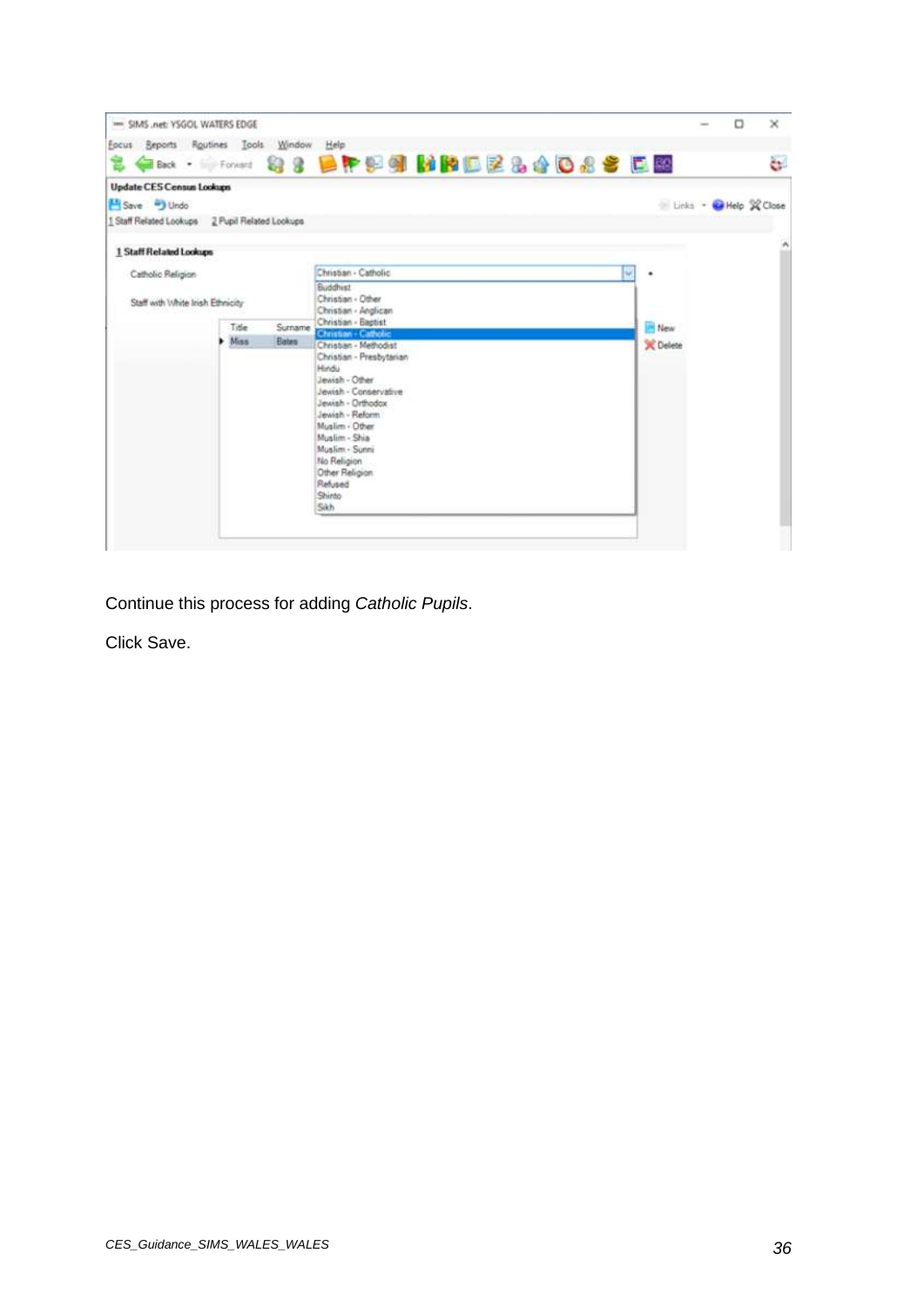Continue this process for adding *Catholic Pupils*.

Click Save.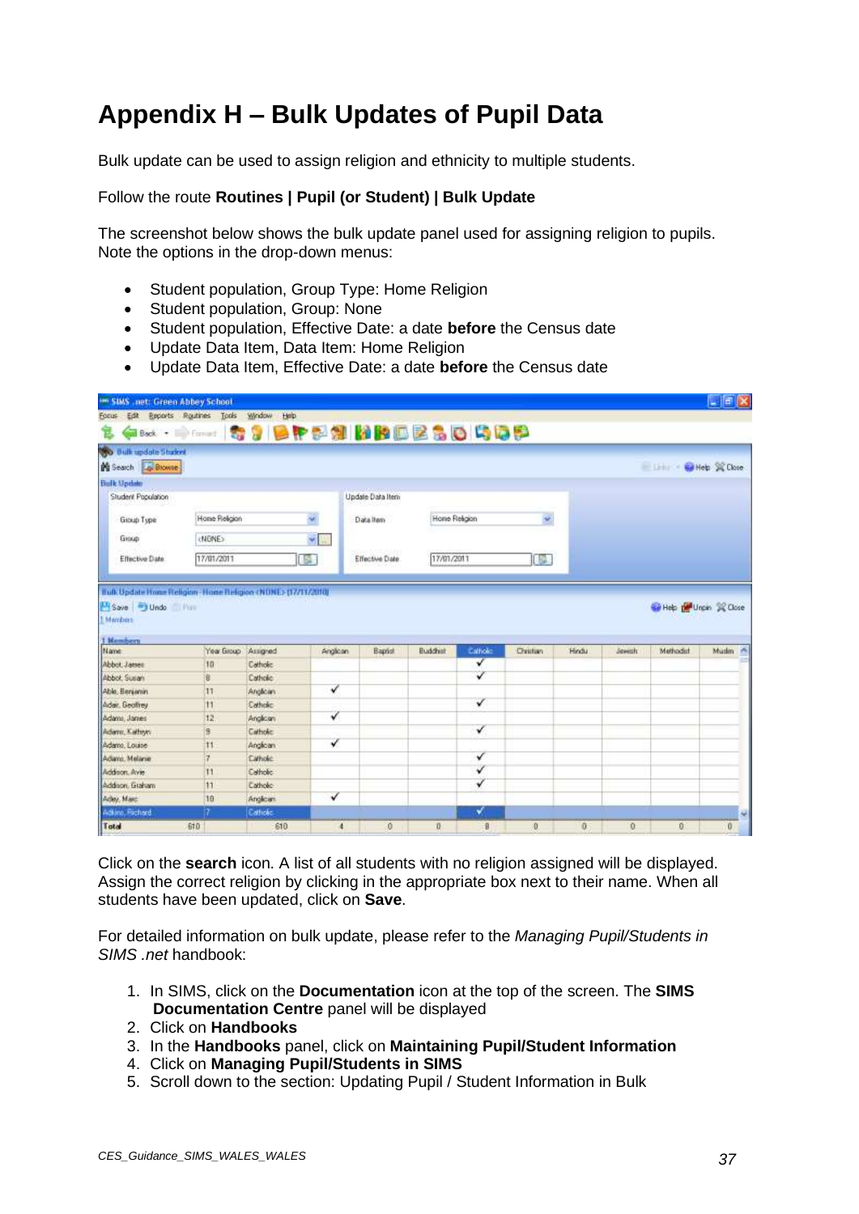# Appendix H – Bulk Updates of Pupil Data

Bulk update can be used to assign religion and ethnicity to multiple students.

Follow the route **Routines | Pupil (or Student) | Bulk Update**

The screenshot below shows the bulk update panel used for assigning religion to pupils. Note the options in the drop-down menus:

- Student population, Group Type: Home Religion
- Student population, Group: None
- Student population, Effective Date: a date **before** the Census date
- Update Data Item, Data Item: Home Religion
- Update Data Item, Effective Date: a date **before** the Census date

Click on the **search** icon. A list of all students with no religion assigned will be displayed. Assign the correct religion by clicking in the appropriate box next to their name. When all students have been updated, click on **Save**.

For detailed information on bulk update, please refer to the *Managing Pupil/Students in SIMS .net* handbook:

1. In SIMS, click on the **Documentation** icon at the top of the screen. The **SIMS Documentation Centre** panel will be displayed
2. Click on **Handbooks**
3. In the **Handbooks** panel, click on **Maintaining Pupil/Student Information**
4. Click on **Managing Pupil/Students in SIMS**
5. Scroll down to the section: Updating Pupil / Student Information in Bulk